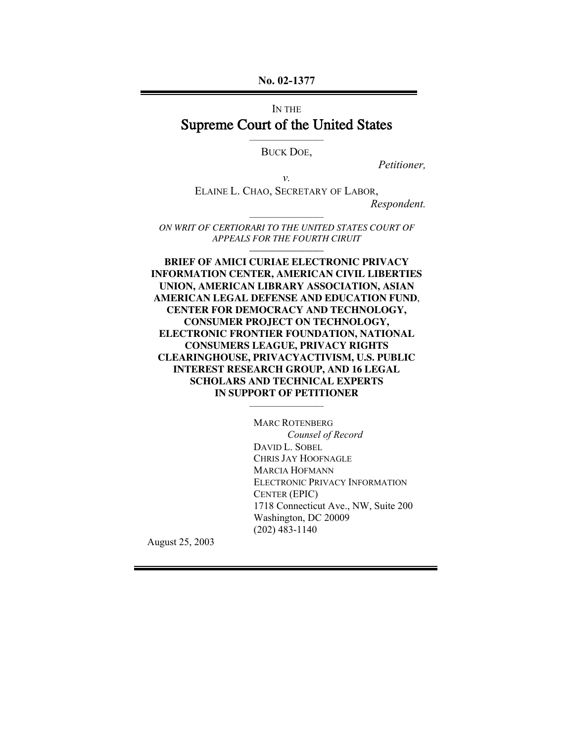**No. 02-1377**

IN THE

# Supreme Court of the United States

BUCK DOE,

*Petitioner,*

*v.*

ELAINE L. CHAO, SECRETARY OF LABOR,

*Respondent.*

*ON WRIT OF CERTIORARI TO THE UNITED STATES COURT OF APPEALS FOR THE FOURTH CIRUIT*

**BRIEF OF AMICI CURIAE ELECTRONIC PRIVACY INFORMATION CENTER, AMERICAN CIVIL LIBERTIES UNION, AMERICAN LIBRARY ASSOCIATION, ASIAN AMERICAN LEGAL DEFENSE AND EDUCATION FUND, CENTER FOR DEMOCRACY AND TECHNOLOGY, CONSUMER PROJECT ON TECHNOLOGY, ELECTRONIC FRONTIER FOUNDATION, NATIONAL CONSUMERS LEAGUE, PRIVACY RIGHTS CLEARINGHOUSE, PRIVACYACTIVISM, U.S. PUBLIC INTEREST RESEARCH GROUP, AND 16 LEGAL SCHOLARS AND TECHNICAL EXPERTS IN SUPPORT OF PETITIONER**

MARC ROTENBERG
*Counsel of Record*
DAVID L. SOBEL
CHRIS JAY HOOFNAGLE
MARCIA HOFMANN
ELECTRONIC PRIVACY INFORMATION CENTER (EPIC)
1718 Connecticut Ave., NW, Suite 200
Washington, DC 20009
(202) 483-1140

August 25, 2003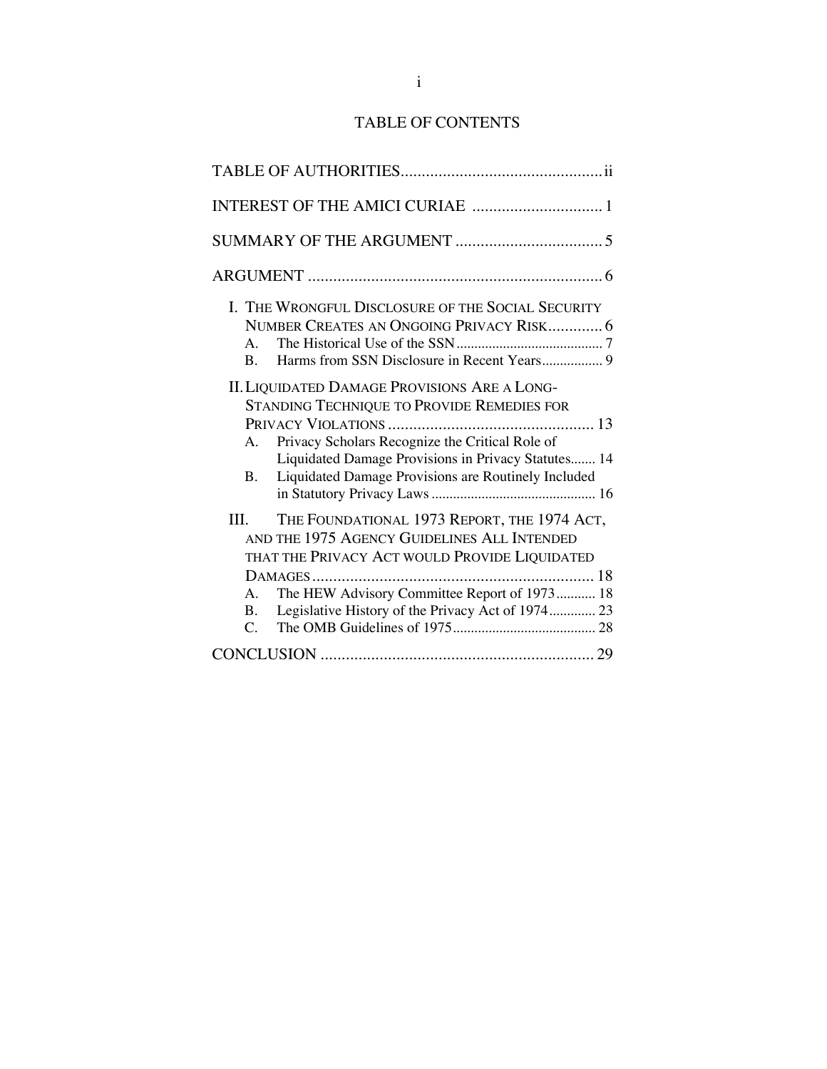# TABLE OF CONTENTS

TABLE OF AUTHORITIES ................................................ ii

INTEREST OF THE AMICI CURIAE ............................... 1

SUMMARY OF THE ARGUMENT ................................... 5

ARGUMENT ...................................................................... 6

I. THE WRONGFUL DISCLOSURE OF THE SOCIAL SECURITY NUMBER CREATES AN ONGOING PRIVACY RISK............. 6
- A. The Historical Use of the SSN......................................... 7
- B. Harms from SSN Disclosure in Recent Years................. 9

II. LIQUIDATED DAMAGE PROVISIONS ARE A LONG-STANDING TECHNIQUE TO PROVIDE REMEDIES FOR PRIVACY VIOLATIONS ................................................. 13
- A. Privacy Scholars Recognize the Critical Role of Liquidated Damage Provisions in Privacy Statutes....... 14
- B. Liquidated Damage Provisions are Routinely Included in Statutory Privacy Laws .............................................. 16

III. THE FOUNDATIONAL 1973 REPORT, THE 1974 ACT, AND THE 1975 AGENCY GUIDELINES ALL INTENDED THAT THE PRIVACY ACT WOULD PROVIDE LIQUIDATED DAMAGES.................................................................... 18
- A. The HEW Advisory Committee Report of 1973........... 18
- B. Legislative History of the Privacy Act of 1974............. 23
- C. The OMB Guidelines of 1975........................................ 28

CONCLUSION ................................................................. 29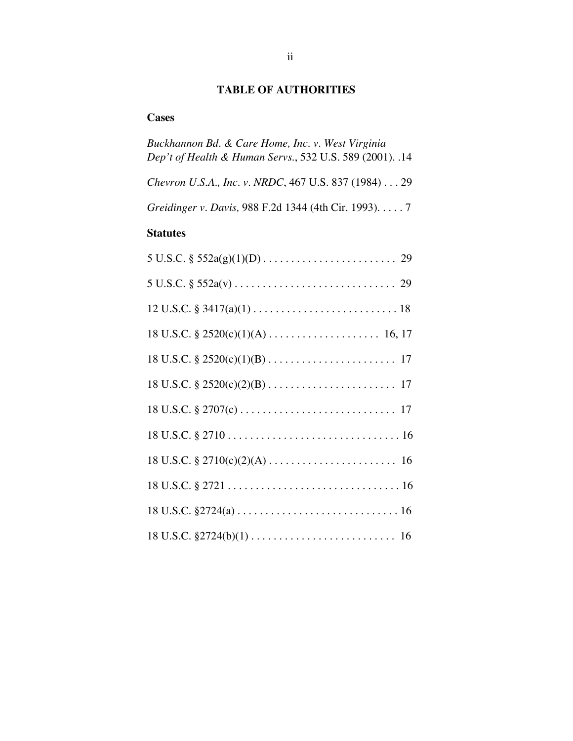# TABLE OF AUTHORITIES

## Cases

*Buckhannon Bd. & Care Home, Inc. v. West Virginia Dep't of Health & Human Servs.*, 532 U.S. 589 (2001). .14

*Chevron U.S.A., Inc. v. NRDC*, 467 U.S. 837 (1984) . . . 29

*Greidinger v. Davis,* 988 F.2d 1344 (4th Cir. 1993). . . . . 7

## Statutes

5 U.S.C. § 552a(g)(1)(D) . . . . . . . . . . . . . . . . . . . . . . . . 29

5 U.S.C. § 552a(v) . . . . . . . . . . . . . . . . . . . . . . . . . . . . . 29

12 U.S.C. § 3417(a)(1) . . . . . . . . . . . . . . . . . . . . . . . . . . 18

18 U.S.C. § 2520(c)(1)(A) . . . . . . . . . . . . . . . . . . . . 16, 17

18 U.S.C. § 2520(c)(1)(B) . . . . . . . . . . . . . . . . . . . . . . . 17

18 U.S.C. § 2520(c)(2)(B) . . . . . . . . . . . . . . . . . . . . . . . 17

18 U.S.C. § 2707(c) . . . . . . . . . . . . . . . . . . . . . . . . . . . . 17

18 U.S.C. § 2710 . . . . . . . . . . . . . . . . . . . . . . . . . . . . . . . 16

18 U.S.C. § 2710(c)(2)(A) . . . . . . . . . . . . . . . . . . . . . . . 16

18 U.S.C. § 2721 . . . . . . . . . . . . . . . . . . . . . . . . . . . . . . . 16

18 U.S.C. §2724(a) . . . . . . . . . . . . . . . . . . . . . . . . . . . . . 16

18 U.S.C. §2724(b)(1) . . . . . . . . . . . . . . . . . . . . . . . . . . 16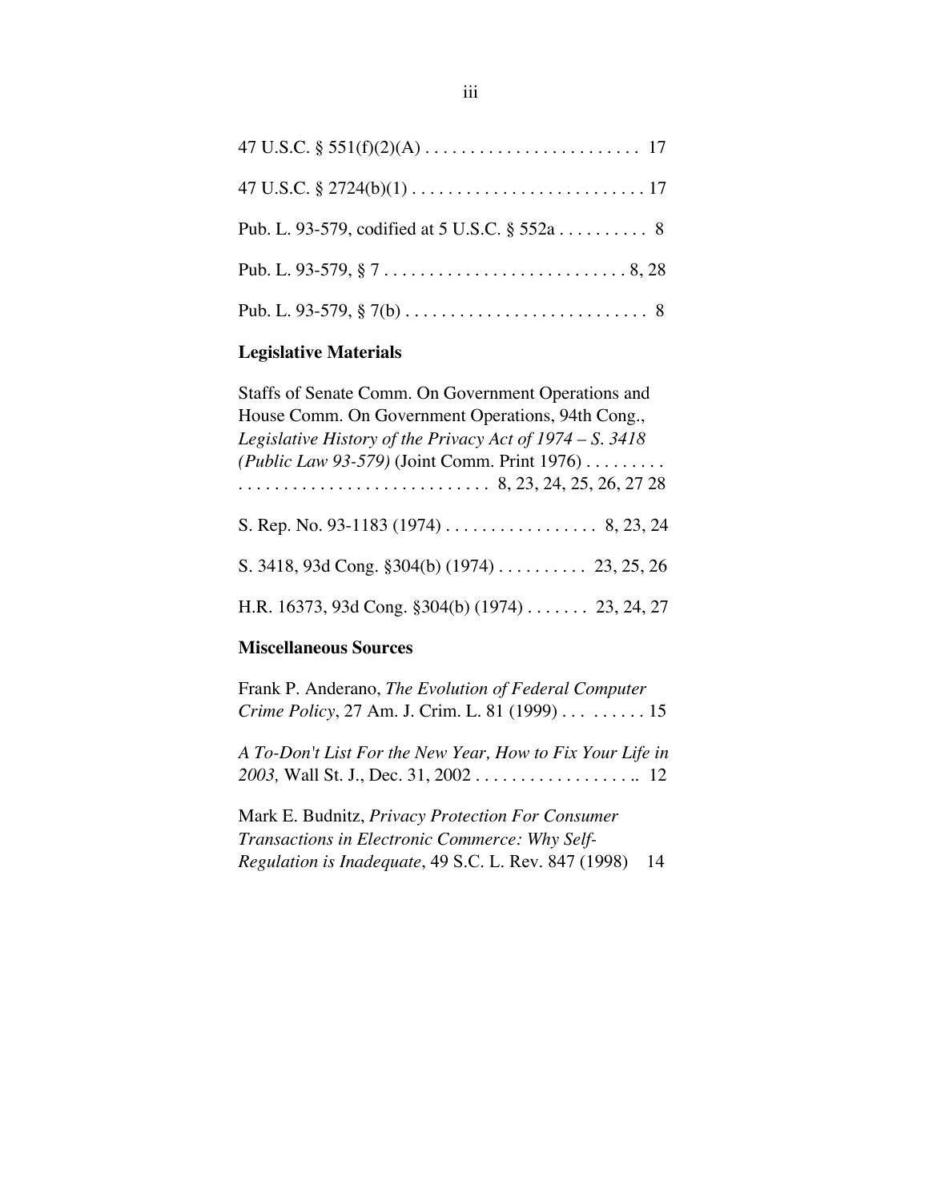47 U.S.C. § 551(f)(2)(A) . . . . . . . . . . . . . . . . . . . . . . . . 17

47 U.S.C. § 2724(b)(1) . . . . . . . . . . . . . . . . . . . . . . . . . . 17

Pub. L. 93-579, codified at 5 U.S.C. § 552a . . . . . . . . . . 8

Pub. L. 93-579, § 7 . . . . . . . . . . . . . . . . . . . . . . . . . . . 8, 28

Pub. L. 93-579, § 7(b) . . . . . . . . . . . . . . . . . . . . . . . . . . . 8

**Legislative Materials**

Staffs of Senate Comm. On Government Operations and House Comm. On Government Operations, 94th Cong., *Legislative History of the Privacy Act of 1974 – S. 3418 (Public Law 93-579)* (Joint Comm. Print 1976) . . . . . . . . . . . . . . . . . . . . . . . . . . . . . . . . . . . . . 8, 23, 24, 25, 26, 27 28

S. Rep. No. 93-1183 (1974) . . . . . . . . . . . . . . . . . 8, 23, 24

S. 3418, 93d Cong. §304(b) (1974) . . . . . . . . . . 23, 25, 26

H.R. 16373, 93d Cong. §304(b) (1974) . . . . . . . 23, 24, 27

**Miscellaneous Sources**

Frank P. Anderano, *The Evolution of Federal Computer Crime Policy*, 27 Am. J. Crim. L. 81 (1999) . . . . . . . . . 15

*A To-Don't List For the New Year, How to Fix Your Life in 2003,* Wall St. J., Dec. 31, 2002 . . . . . . . . . . . . . . . . . .. 12

Mark E. Budnitz, *Privacy Protection For Consumer Transactions in Electronic Commerce: Why Self-Regulation is Inadequate*, 49 S.C. L. Rev. 847 (1998) 14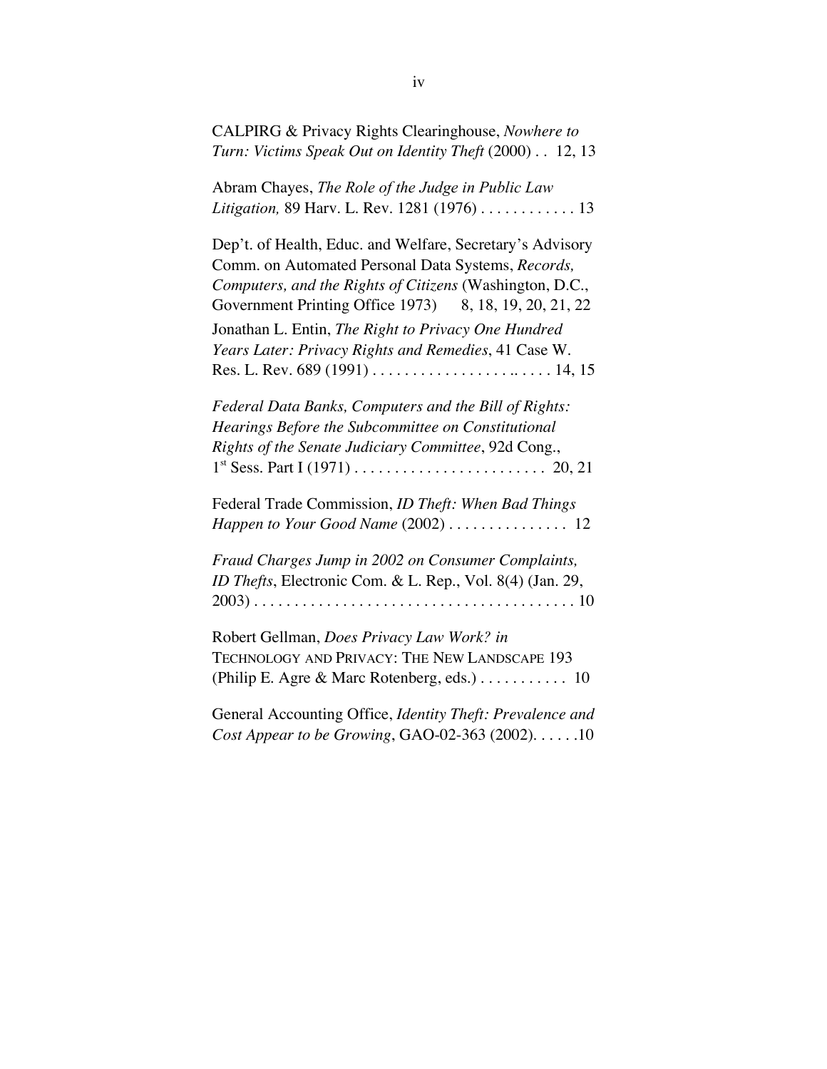CALPIRG & Privacy Rights Clearinghouse, *Nowhere to Turn: Victims Speak Out on Identity Theft* (2000) . . 12, 13

Abram Chayes, *The Role of the Judge in Public Law Litigation,* 89 Harv. L. Rev. 1281 (1976) . . . . . . . . . . . . 13

Dep't. of Health, Educ. and Welfare, Secretary's Advisory Comm. on Automated Personal Data Systems, *Records, Computers, and the Rights of Citizens* (Washington, D.C., Government Printing Office 1973) 8, 18, 19, 20, 21, 22

Jonathan L. Entin, *The Right to Privacy One Hundred Years Later: Privacy Rights and Remedies*, 41 Case W. Res. L. Rev. 689 (1991) . . . . . . . . . . . . . . . . . . . .. . . . . 14, 15

*Federal Data Banks, Computers and the Bill of Rights: Hearings Before the Subcommittee on Constitutional Rights of the Senate Judiciary Committee*, 92d Cong., 1st Sess. Part I (1971) . . . . . . . . . . . . . . . . . . . . . . . . 20, 21

Federal Trade Commission, *ID Theft: When Bad Things Happen to Your Good Name* (2002) . . . . . . . . . . . . . . . 12

*Fraud Charges Jump in 2002 on Consumer Complaints, ID Thefts*, Electronic Com. & L. Rep., Vol. 8(4) (Jan. 29, 2003) . . . . . . . . . . . . . . . . . . . . . . . . . . . . . . . . . . . . . . . 10

Robert Gellman, *Does Privacy Law Work? in* TECHNOLOGY AND PRIVACY: THE NEW LANDSCAPE 193 (Philip E. Agre & Marc Rotenberg, eds.) . . . . . . . . . . . 10

General Accounting Office, *Identity Theft: Prevalence and Cost Appear to be Growing*, GAO-02-363 (2002). . . . . .10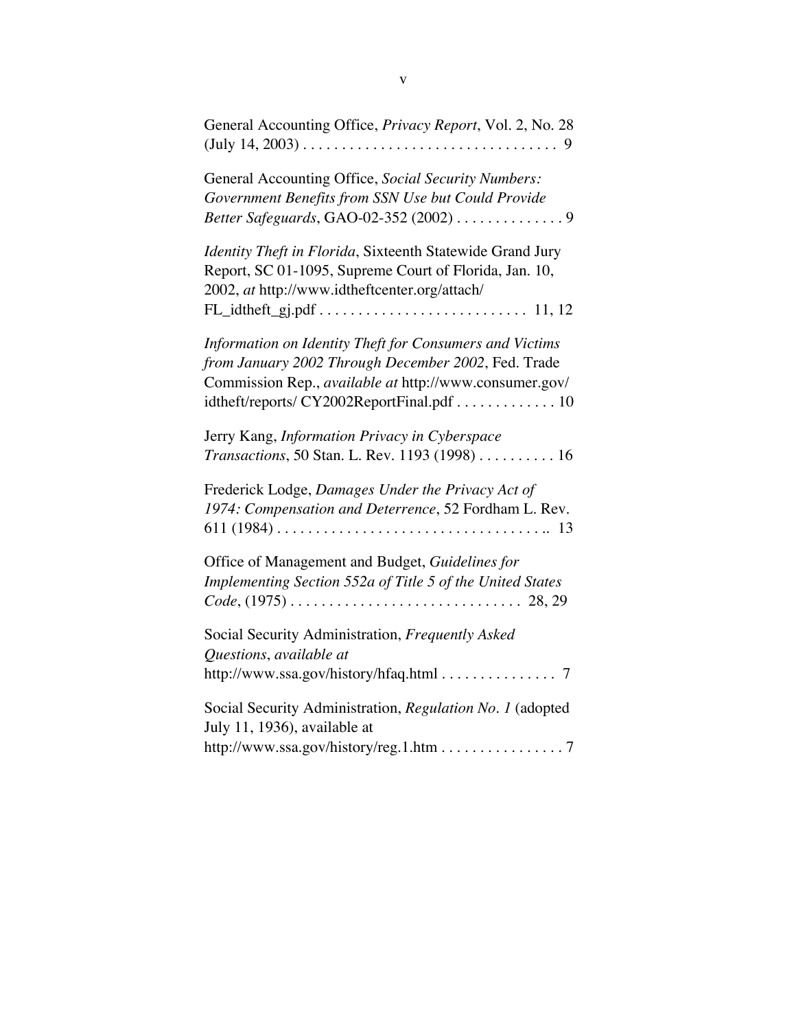General Accounting Office, *Privacy Report*, Vol. 2, No. 28 (July 14, 2003) . . . . . . . . . . . . . . . . . . . . . . . . . . . . . . . . . 9

General Accounting Office, *Social Security Numbers: Government Benefits from SSN Use but Could Provide Better Safeguards*, GAO-02-352 (2002) . . . . . . . . . . . . . . 9

*Identity Theft in Florida*, Sixteenth Statewide Grand Jury Report, SC 01-1095, Supreme Court of Florida, Jan. 10, 2002, *at* http://www.idtheftcenter.org/attach/FL_idtheft_gj.pdf . . . . . . . . . . . . . . . . . . . . . . . . . . . 11, 12

*Information on Identity Theft for Consumers and Victims from January 2002 Through December 2002*, Fed. Trade Commission Rep., *available at* http://www.consumer.gov/idtheft/reports/ CY2002ReportFinal.pdf . . . . . . . . . . . . . 10

Jerry Kang, *Information Privacy in Cyberspace Transactions*, 50 Stan. L. Rev. 1193 (1998) . . . . . . . . . . 16

Frederick Lodge, *Damages Under the Privacy Act of 1974: Compensation and Deterrence*, 52 Fordham L. Rev. 611 (1984) . . . . . . . . . . . . . . . . . . . . . . . . . . . . . . . . . . .. 13

Office of Management and Budget, *Guidelines for Implementing Section 552a of Title 5 of the United States Code*, (1975) . . . . . . . . . . . . . . . . . . . . . . . . . . . . . . 28, 29

Social Security Administration, *Frequently Asked Questions*, *available at* http://www.ssa.gov/history/hfaq.html . . . . . . . . . . . . . . . 7

Social Security Administration, *Regulation No. 1* (adopted July 11, 1936), available at http://www.ssa.gov/history/reg.1.htm . . . . . . . . . . . . . . . . 7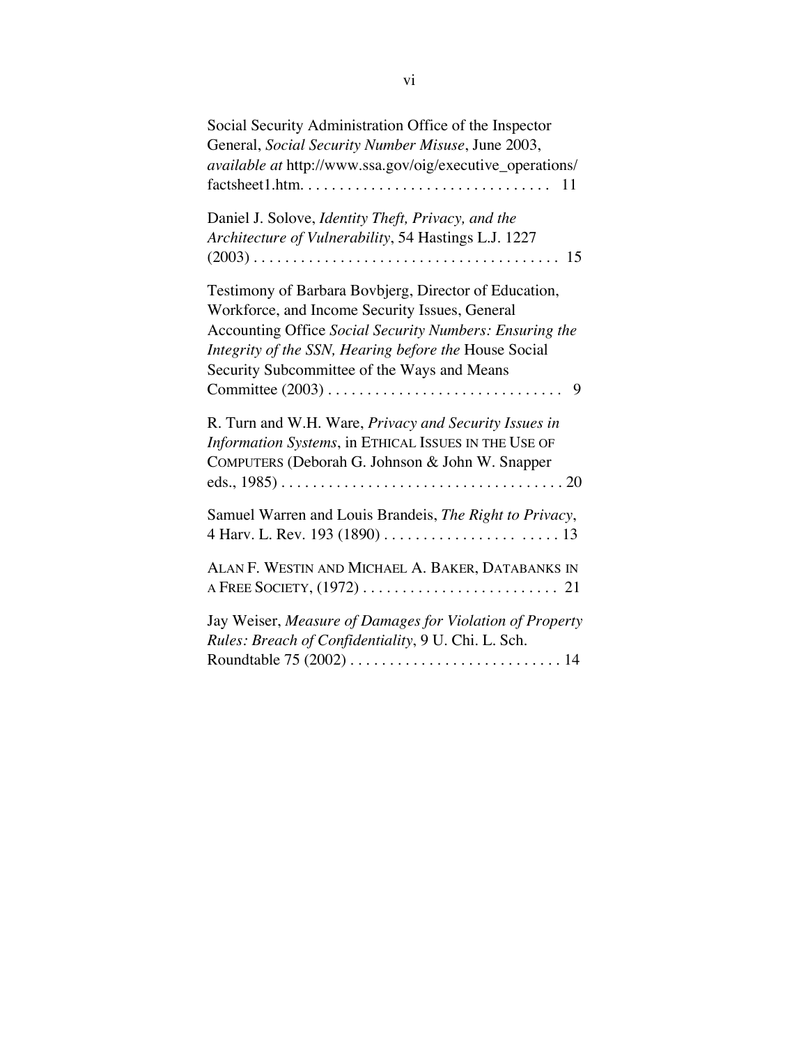Social Security Administration Office of the Inspector General, *Social Security Number Misuse*, June 2003, *available at* http://www.ssa.gov/oig/executive_operations/factsheet1.htm. . . . . . . . . . . . . . . . . . . . . . . . . . . . . . . . 11

Daniel J. Solove, *Identity Theft, Privacy, and the Architecture of Vulnerability*, 54 Hastings L.J. 1227 (2003) . . . . . . . . . . . . . . . . . . . . . . . . . . . . . . . . . . . . . . 15

Testimony of Barbara Bovbjerg, Director of Education, Workforce, and Income Security Issues, General Accounting Office *Social Security Numbers: Ensuring the Integrity of the SSN, Hearing before the* House Social Security Subcommittee of the Ways and Means Committee (2003) . . . . . . . . . . . . . . . . . . . . . . . . . . . . . . 9

R. Turn and W.H. Ware, *Privacy and Security Issues in Information Systems*, in ETHICAL ISSUES IN THE USE OF COMPUTERS (Deborah G. Johnson & John W. Snapper eds., 1985) . . . . . . . . . . . . . . . . . . . . . . . . . . . . . . . . . . . 20

Samuel Warren and Louis Brandeis, *The Right to Privacy*, 4 Harv. L. Rev. 193 (1890) . . . . . . . . . . . . . . . . . . . . . . . . . . 13

ALAN F. WESTIN AND MICHAEL A. BAKER, DATABANKS IN A FREE SOCIETY, (1972) . . . . . . . . . . . . . . . . . . . . . . . . . 21

Jay Weiser, *Measure of Damages for Violation of Property Rules: Breach of Confidentiality*, 9 U. Chi. L. Sch. Roundtable 75 (2002) . . . . . . . . . . . . . . . . . . . . . . . . . . . 14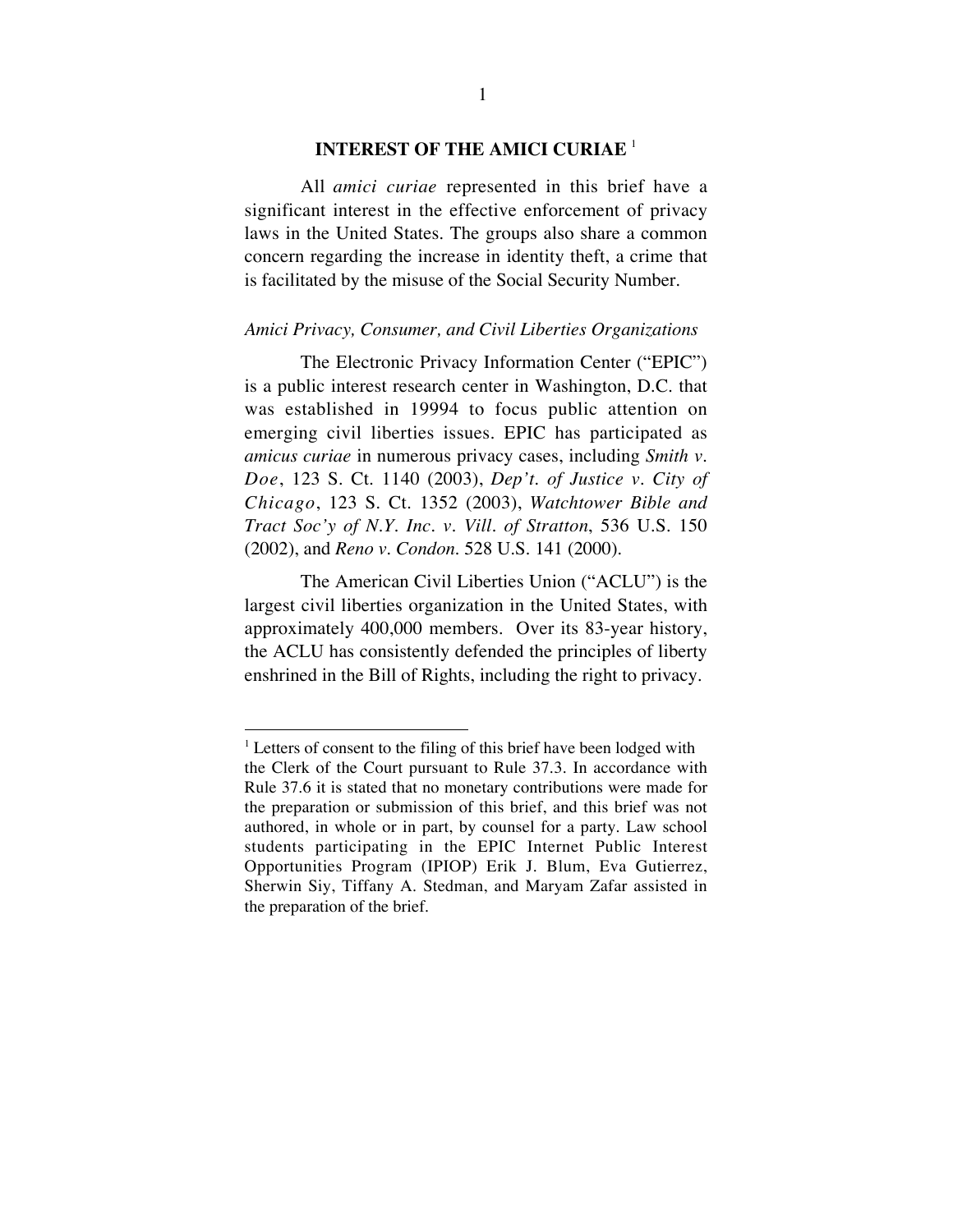## INTEREST OF THE AMICI CURIAE [1]

All *amici curiae* represented in this brief have a significant interest in the effective enforcement of privacy laws in the United States. The groups also share a common concern regarding the increase in identity theft, a crime that is facilitated by the misuse of the Social Security Number.

*Amici Privacy, Consumer, and Civil Liberties Organizations*

The Electronic Privacy Information Center ("EPIC") is a public interest research center in Washington, D.C. that was established in 19994 to focus public attention on emerging civil liberties issues. EPIC has participated as *amicus curiae* in numerous privacy cases, including *Smith v. Doe*, 123 S. Ct. 1140 (2003), *Dep't. of Justice v. City of Chicago*, 123 S. Ct. 1352 (2003), *Watchtower Bible and Tract Soc'y of N.Y. Inc. v. Vill. of Stratton*, 536 U.S. 150 (2002), and *Reno v. Condon*. 528 U.S. 141 (2000).

The American Civil Liberties Union ("ACLU") is the largest civil liberties organization in the United States, with approximately 400,000 members. Over its 83-year history, the ACLU has consistently defended the principles of liberty enshrined in the Bill of Rights, including the right to privacy.

---

[1] Letters of consent to the filing of this brief have been lodged with the Clerk of the Court pursuant to Rule 37.3. In accordance with Rule 37.6 it is stated that no monetary contributions were made for the preparation or submission of this brief, and this brief was not authored, in whole or in part, by counsel for a party. Law school students participating in the EPIC Internet Public Interest Opportunities Program (IPIOP) Erik J. Blum, Eva Gutierrez, Sherwin Siy, Tiffany A. Stedman, and Maryam Zafar assisted in the preparation of the brief.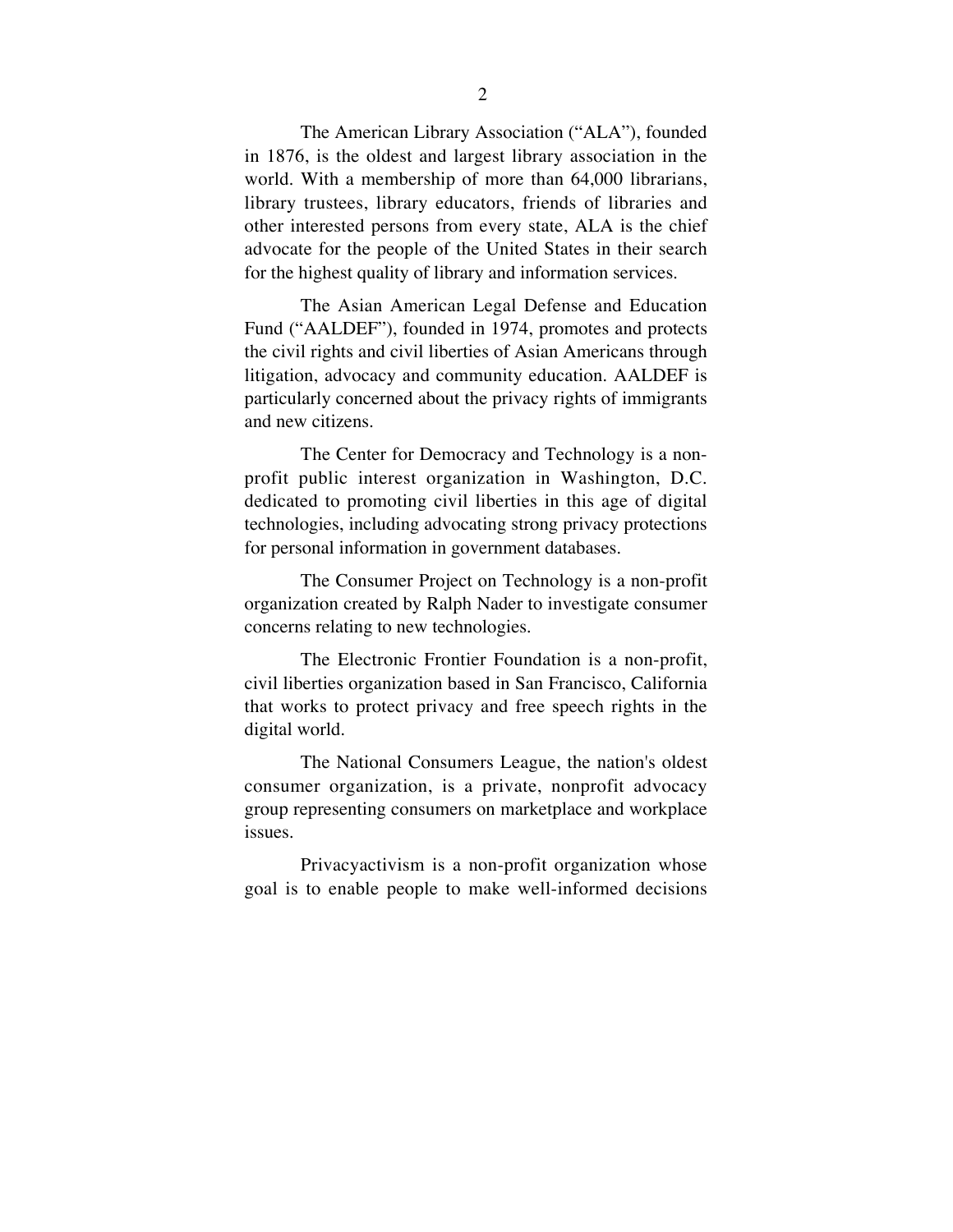The American Library Association ("ALA"), founded in 1876, is the oldest and largest library association in the world. With a membership of more than 64,000 librarians, library trustees, library educators, friends of libraries and other interested persons from every state, ALA is the chief advocate for the people of the United States in their search for the highest quality of library and information services.

The Asian American Legal Defense and Education Fund ("AALDEF"), founded in 1974, promotes and protects the civil rights and civil liberties of Asian Americans through litigation, advocacy and community education. AALDEF is particularly concerned about the privacy rights of immigrants and new citizens.

The Center for Democracy and Technology is a non-profit public interest organization in Washington, D.C. dedicated to promoting civil liberties in this age of digital technologies, including advocating strong privacy protections for personal information in government databases.

The Consumer Project on Technology is a non-profit organization created by Ralph Nader to investigate consumer concerns relating to new technologies.

The Electronic Frontier Foundation is a non-profit, civil liberties organization based in San Francisco, California that works to protect privacy and free speech rights in the digital world.

The National Consumers League, the nation's oldest consumer organization, is a private, nonprofit advocacy group representing consumers on marketplace and workplace issues.

Privacyactivism is a non-profit organization whose goal is to enable people to make well-informed decisions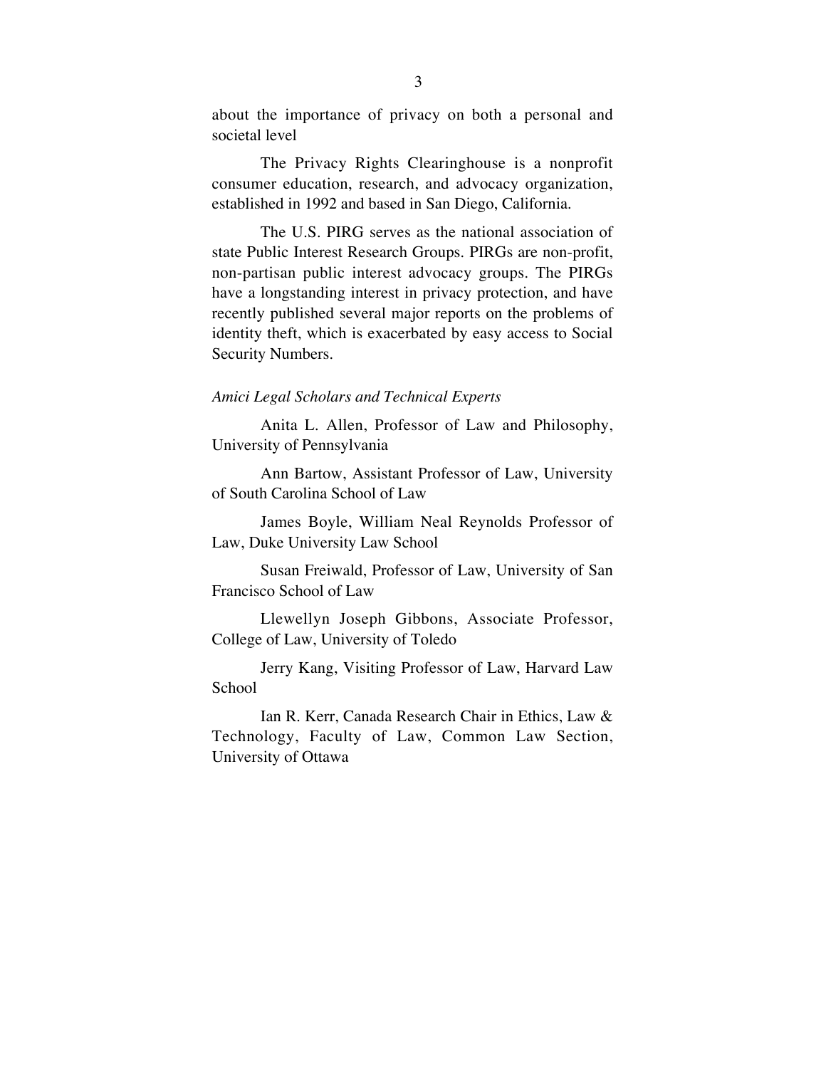about the importance of privacy on both a personal and societal level

The Privacy Rights Clearinghouse is a nonprofit consumer education, research, and advocacy organization, established in 1992 and based in San Diego, California.

The U.S. PIRG serves as the national association of state Public Interest Research Groups. PIRGs are non-profit, non-partisan public interest advocacy groups. The PIRGs have a longstanding interest in privacy protection, and have recently published several major reports on the problems of identity theft, which is exacerbated by easy access to Social Security Numbers.

*Amici Legal Scholars and Technical Experts*

Anita L. Allen, Professor of Law and Philosophy, University of Pennsylvania

Ann Bartow, Assistant Professor of Law, University of South Carolina School of Law

James Boyle, William Neal Reynolds Professor of Law, Duke University Law School

Susan Freiwald, Professor of Law, University of San Francisco School of Law

Llewellyn Joseph Gibbons, Associate Professor, College of Law, University of Toledo

Jerry Kang, Visiting Professor of Law, Harvard Law School

Ian R. Kerr, Canada Research Chair in Ethics, Law & Technology, Faculty of Law, Common Law Section, University of Ottawa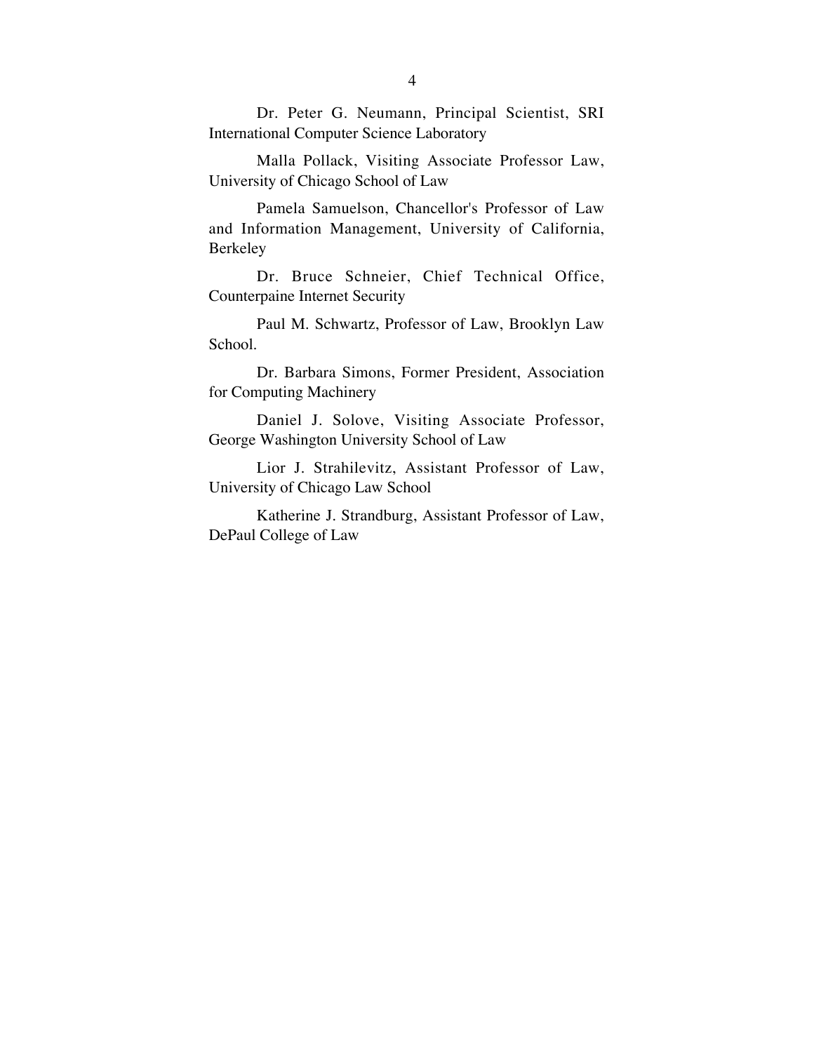Dr. Peter G. Neumann, Principal Scientist, SRI International Computer Science Laboratory

Malla Pollack, Visiting Associate Professor Law, University of Chicago School of Law

Pamela Samuelson, Chancellor's Professor of Law and Information Management, University of California, Berkeley

Dr. Bruce Schneier, Chief Technical Office, Counterpaine Internet Security

Paul M. Schwartz, Professor of Law, Brooklyn Law School.

Dr. Barbara Simons, Former President, Association for Computing Machinery

Daniel J. Solove, Visiting Associate Professor, George Washington University School of Law

Lior J. Strahilevitz, Assistant Professor of Law, University of Chicago Law School

Katherine J. Strandburg, Assistant Professor of Law, DePaul College of Law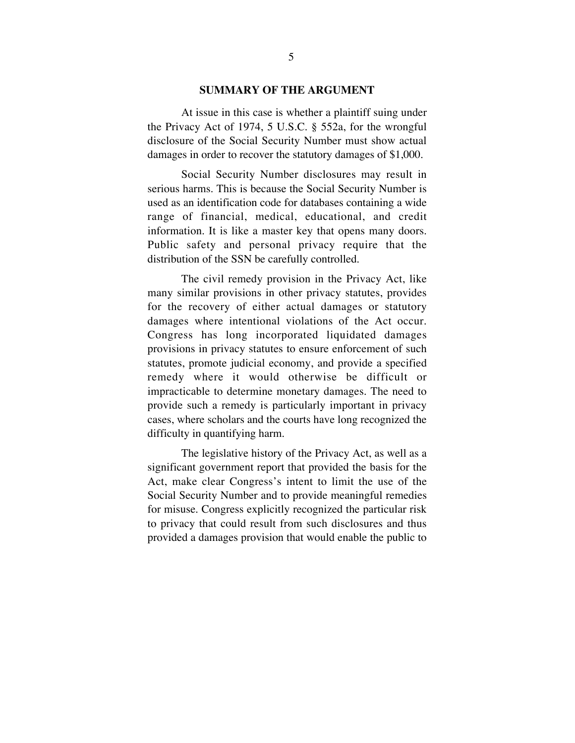## SUMMARY OF THE ARGUMENT

At issue in this case is whether a plaintiff suing under the Privacy Act of 1974, 5 U.S.C. § 552a, for the wrongful disclosure of the Social Security Number must show actual damages in order to recover the statutory damages of $1,000.

Social Security Number disclosures may result in serious harms. This is because the Social Security Number is used as an identification code for databases containing a wide range of financial, medical, educational, and credit information. It is like a master key that opens many doors. Public safety and personal privacy require that the distribution of the SSN be carefully controlled.

The civil remedy provision in the Privacy Act, like many similar provisions in other privacy statutes, provides for the recovery of either actual damages or statutory damages where intentional violations of the Act occur. Congress has long incorporated liquidated damages provisions in privacy statutes to ensure enforcement of such statutes, promote judicial economy, and provide a specified remedy where it would otherwise be difficult or impracticable to determine monetary damages. The need to provide such a remedy is particularly important in privacy cases, where scholars and the courts have long recognized the difficulty in quantifying harm.

The legislative history of the Privacy Act, as well as a significant government report that provided the basis for the Act, make clear Congress's intent to limit the use of the Social Security Number and to provide meaningful remedies for misuse. Congress explicitly recognized the particular risk to privacy that could result from such disclosures and thus provided a damages provision that would enable the public to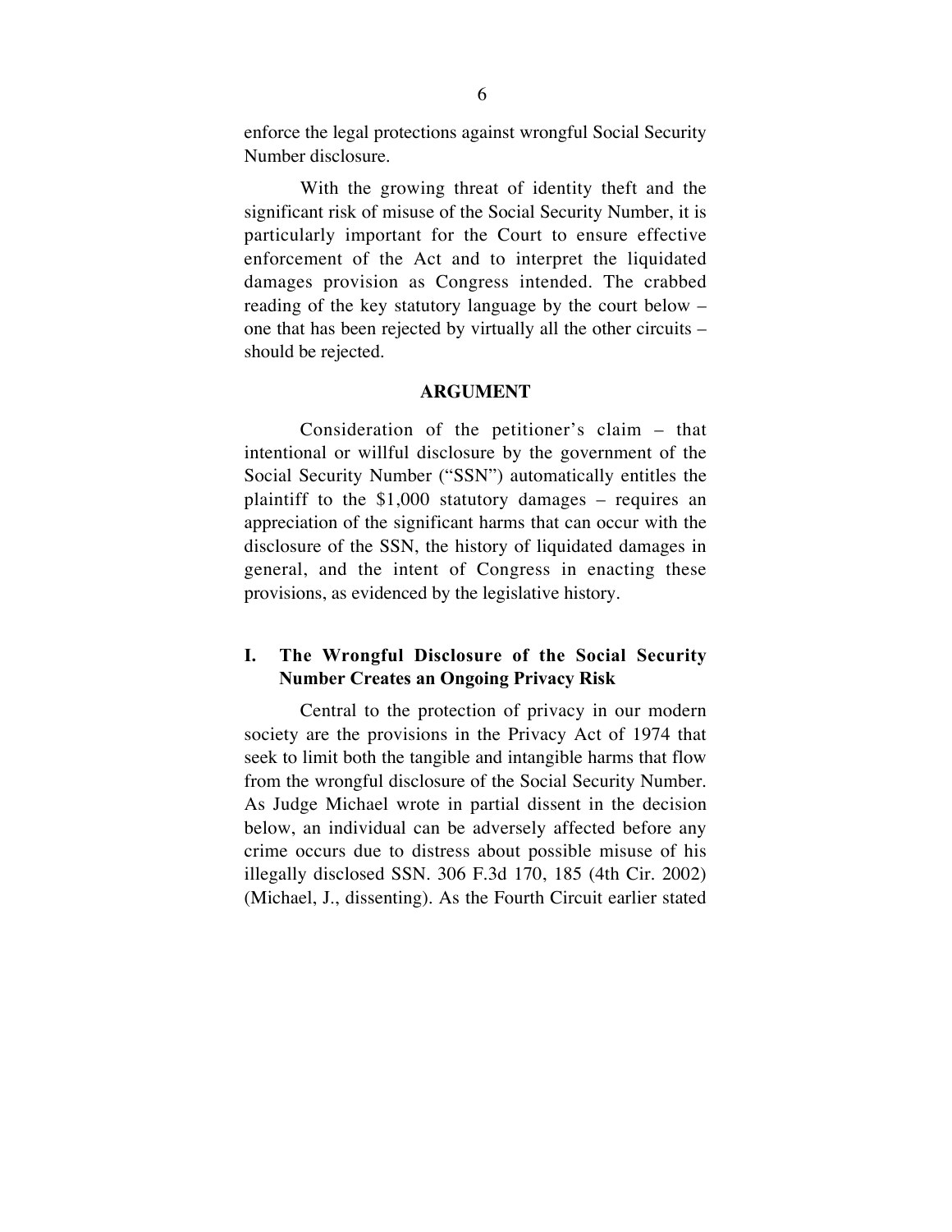enforce the legal protections against wrongful Social Security Number disclosure.

With the growing threat of identity theft and the significant risk of misuse of the Social Security Number, it is particularly important for the Court to ensure effective enforcement of the Act and to interpret the liquidated damages provision as Congress intended. The crabbed reading of the key statutory language by the court below – one that has been rejected by virtually all the other circuits – should be rejected.

## ARGUMENT

Consideration of the petitioner's claim – that intentional or willful disclosure by the government of the Social Security Number ("SSN") automatically entitles the plaintiff to the $1,000 statutory damages – requires an appreciation of the significant harms that can occur with the disclosure of the SSN, the history of liquidated damages in general, and the intent of Congress in enacting these provisions, as evidenced by the legislative history.

### I. The Wrongful Disclosure of the Social Security Number Creates an Ongoing Privacy Risk

Central to the protection of privacy in our modern society are the provisions in the Privacy Act of 1974 that seek to limit both the tangible and intangible harms that flow from the wrongful disclosure of the Social Security Number. As Judge Michael wrote in partial dissent in the decision below, an individual can be adversely affected before any crime occurs due to distress about possible misuse of his illegally disclosed SSN. 306 F.3d 170, 185 (4th Cir. 2002) (Michael, J., dissenting). As the Fourth Circuit earlier stated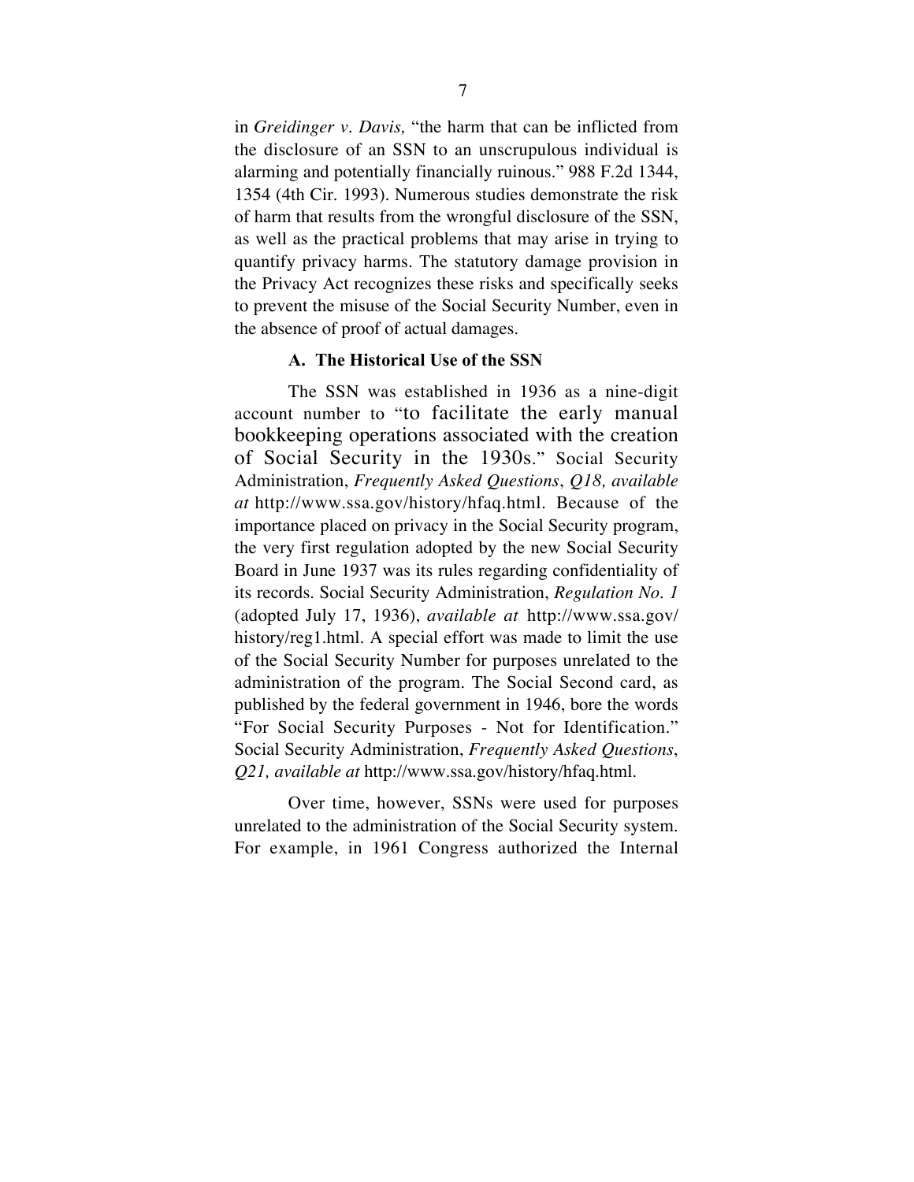in *Greidinger v. Davis,* "the harm that can be inflicted from the disclosure of an SSN to an unscrupulous individual is alarming and potentially financially ruinous." 988 F.2d 1344, 1354 (4th Cir. 1993). Numerous studies demonstrate the risk of harm that results from the wrongful disclosure of the SSN, as well as the practical problems that may arise in trying to quantify privacy harms. The statutory damage provision in the Privacy Act recognizes these risks and specifically seeks to prevent the misuse of the Social Security Number, even in the absence of proof of actual damages.

### A. The Historical Use of the SSN

The SSN was established in 1936 as a nine-digit account number to "to facilitate the early manual bookkeeping operations associated with the creation of Social Security in the 1930s." Social Security Administration, *Frequently Asked Questions*, *Q18, available at* http://www.ssa.gov/history/hfaq.html. Because of the importance placed on privacy in the Social Security program, the very first regulation adopted by the new Social Security Board in June 1937 was its rules regarding confidentiality of its records. Social Security Administration, *Regulation No. 1* (adopted July 17, 1936), *available at* http://www.ssa.gov/history/reg1.html. A special effort was made to limit the use of the Social Security Number for purposes unrelated to the administration of the program. The Social Second card, as published by the federal government in 1946, bore the words "For Social Security Purposes - Not for Identification." Social Security Administration, *Frequently Asked Questions*, *Q21, available at* http://www.ssa.gov/history/hfaq.html.

Over time, however, SSNs were used for purposes unrelated to the administration of the Social Security system. For example, in 1961 Congress authorized the Internal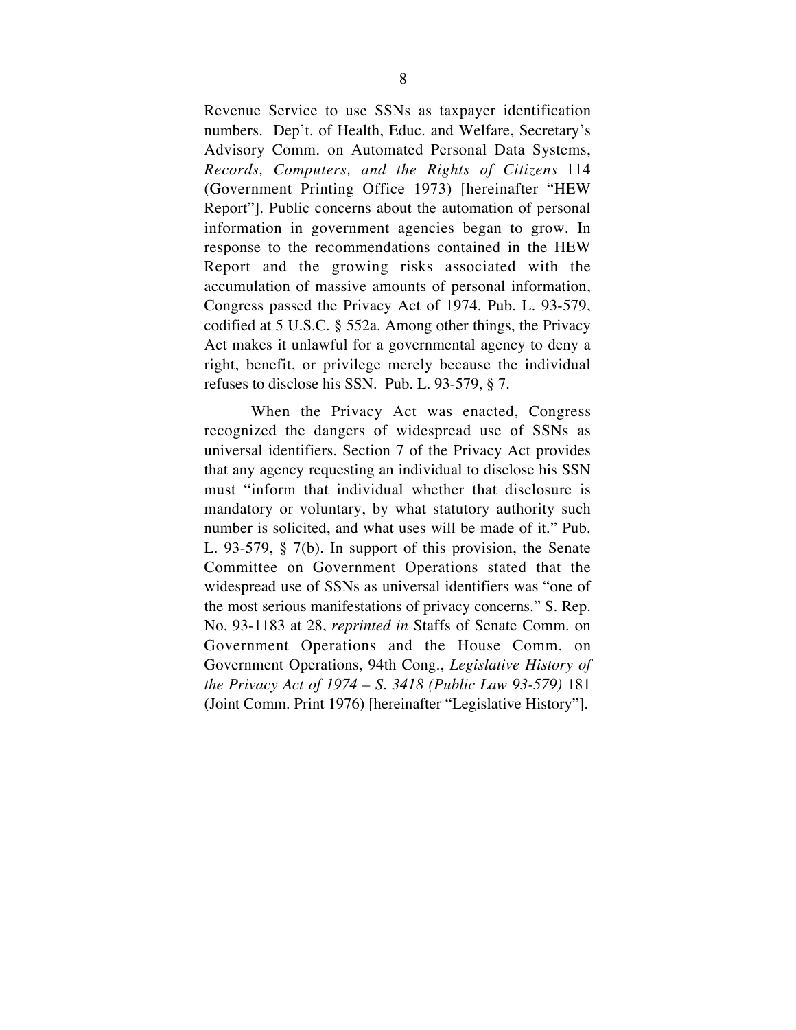Revenue Service to use SSNs as taxpayer identification numbers. Dep't. of Health, Educ. and Welfare, Secretary's Advisory Comm. on Automated Personal Data Systems, *Records, Computers, and the Rights of Citizens* 114 (Government Printing Office 1973) [hereinafter "HEW Report"]. Public concerns about the automation of personal information in government agencies began to grow. In response to the recommendations contained in the HEW Report and the growing risks associated with the accumulation of massive amounts of personal information, Congress passed the Privacy Act of 1974. Pub. L. 93-579, codified at 5 U.S.C. § 552a. Among other things, the Privacy Act makes it unlawful for a governmental agency to deny a right, benefit, or privilege merely because the individual refuses to disclose his SSN. Pub. L. 93-579, § 7.

When the Privacy Act was enacted, Congress recognized the dangers of widespread use of SSNs as universal identifiers. Section 7 of the Privacy Act provides that any agency requesting an individual to disclose his SSN must "inform that individual whether that disclosure is mandatory or voluntary, by what statutory authority such number is solicited, and what uses will be made of it." Pub. L. 93-579, § 7(b). In support of this provision, the Senate Committee on Government Operations stated that the widespread use of SSNs as universal identifiers was "one of the most serious manifestations of privacy concerns." S. Rep. No. 93-1183 at 28, *reprinted in* Staffs of Senate Comm. on Government Operations and the House Comm. on Government Operations, 94th Cong., *Legislative History of the Privacy Act of 1974 – S. 3418 (Public Law 93-579)* 181 (Joint Comm. Print 1976) [hereinafter "Legislative History"].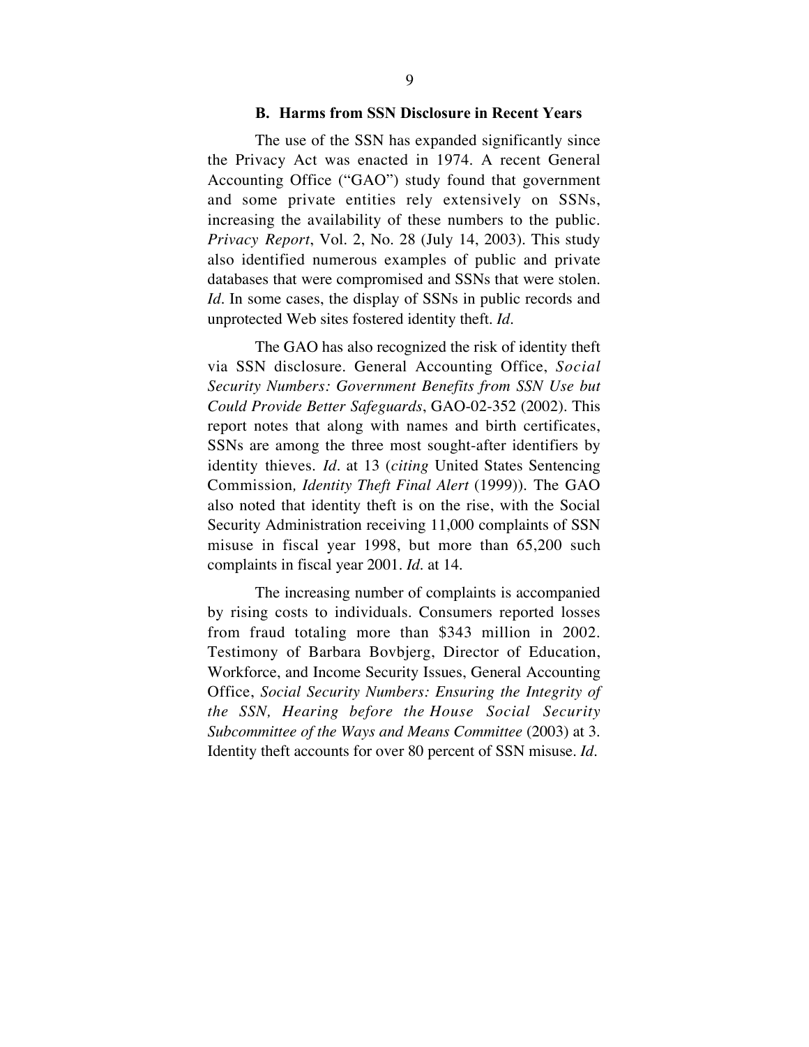### B. Harms from SSN Disclosure in Recent Years

The use of the SSN has expanded significantly since the Privacy Act was enacted in 1974. A recent General Accounting Office ("GAO") study found that government and some private entities rely extensively on SSNs, increasing the availability of these numbers to the public. *Privacy Report*, Vol. 2, No. 28 (July 14, 2003). This study also identified numerous examples of public and private databases that were compromised and SSNs that were stolen. *Id*. In some cases, the display of SSNs in public records and unprotected Web sites fostered identity theft. *Id*.

The GAO has also recognized the risk of identity theft via SSN disclosure. General Accounting Office, *Social Security Numbers: Government Benefits from SSN Use but Could Provide Better Safeguards*, GAO-02-352 (2002). This report notes that along with names and birth certificates, SSNs are among the three most sought-after identifiers by identity thieves. *Id*. at 13 (*citing* United States Sentencing Commission*, Identity Theft Final Alert* (1999)). The GAO also noted that identity theft is on the rise, with the Social Security Administration receiving 11,000 complaints of SSN misuse in fiscal year 1998, but more than 65,200 such complaints in fiscal year 2001. *Id*. at 14.

The increasing number of complaints is accompanied by rising costs to individuals. Consumers reported losses from fraud totaling more than $343 million in 2002. Testimony of Barbara Bovbjerg, Director of Education, Workforce, and Income Security Issues, General Accounting Office, *Social Security Numbers: Ensuring the Integrity of the SSN, Hearing before the House Social Security Subcommittee of the Ways and Means Committee* (2003) at 3. Identity theft accounts for over 80 percent of SSN misuse. *Id*.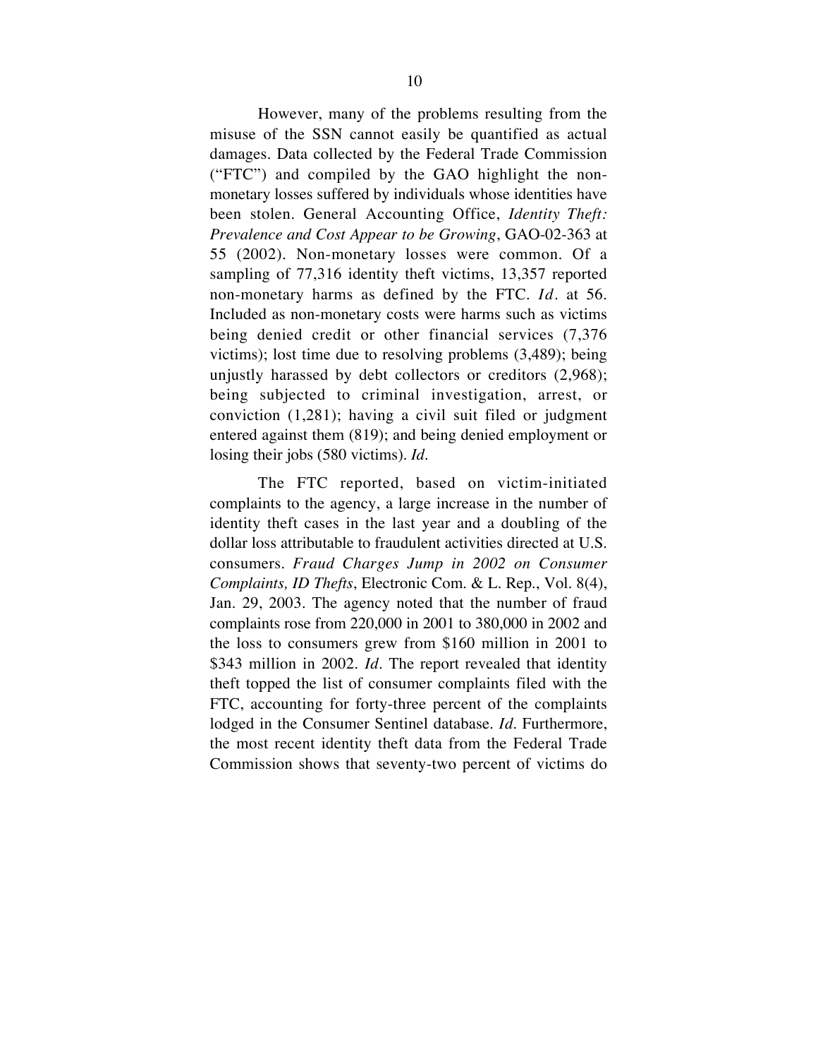However, many of the problems resulting from the misuse of the SSN cannot easily be quantified as actual damages. Data collected by the Federal Trade Commission ("FTC") and compiled by the GAO highlight the non-monetary losses suffered by individuals whose identities have been stolen. General Accounting Office, *Identity Theft: Prevalence and Cost Appear to be Growing*, GAO-02-363 at 55 (2002). Non-monetary losses were common. Of a sampling of 77,316 identity theft victims, 13,357 reported non-monetary harms as defined by the FTC. *Id.* at 56. Included as non-monetary costs were harms such as victims being denied credit or other financial services (7,376 victims); lost time due to resolving problems (3,489); being unjustly harassed by debt collectors or creditors (2,968); being subjected to criminal investigation, arrest, or conviction (1,281); having a civil suit filed or judgment entered against them (819); and being denied employment or losing their jobs (580 victims). *Id.*

The FTC reported, based on victim-initiated complaints to the agency, a large increase in the number of identity theft cases in the last year and a doubling of the dollar loss attributable to fraudulent activities directed at U.S. consumers. *Fraud Charges Jump in 2002 on Consumer Complaints, ID Thefts*, Electronic Com. & L. Rep., Vol. 8(4), Jan. 29, 2003. The agency noted that the number of fraud complaints rose from 220,000 in 2001 to 380,000 in 2002 and the loss to consumers grew from $160 million in 2001 to $343 million in 2002. *Id.* The report revealed that identity theft topped the list of consumer complaints filed with the FTC, accounting for forty-three percent of the complaints lodged in the Consumer Sentinel database. *Id.* Furthermore, the most recent identity theft data from the Federal Trade Commission shows that seventy-two percent of victims do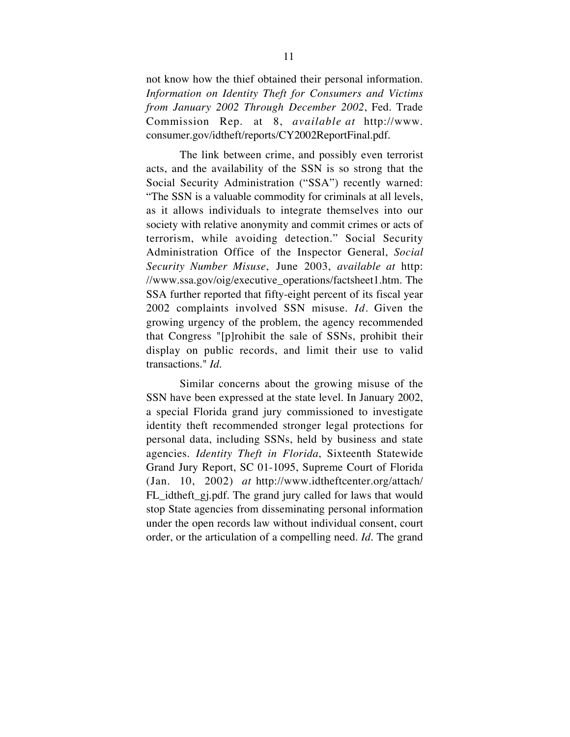not know how the thief obtained their personal information. *Information on Identity Theft for Consumers and Victims from January 2002 Through December 2002*, Fed. Trade Commission Rep. at 8, *available at* http://www.consumer.gov/idtheft/reports/CY2002ReportFinal.pdf.

The link between crime, and possibly even terrorist acts, and the availability of the SSN is so strong that the Social Security Administration ("SSA") recently warned: "The SSN is a valuable commodity for criminals at all levels, as it allows individuals to integrate themselves into our society with relative anonymity and commit crimes or acts of terrorism, while avoiding detection." Social Security Administration Office of the Inspector General, *Social Security Number Misuse*, June 2003, *available at* http://www.ssa.gov/oig/executive_operations/factsheet1.htm. The SSA further reported that fifty-eight percent of its fiscal year 2002 complaints involved SSN misuse. *Id*. Given the growing urgency of the problem, the agency recommended that Congress "[p]rohibit the sale of SSNs, prohibit their display on public records, and limit their use to valid transactions." *Id.*

Similar concerns about the growing misuse of the SSN have been expressed at the state level. In January 2002, a special Florida grand jury commissioned to investigate identity theft recommended stronger legal protections for personal data, including SSNs, held by business and state agencies. *Identity Theft in Florida*, Sixteenth Statewide Grand Jury Report, SC 01-1095, Supreme Court of Florida (Jan. 10, 2002) *at* http://www.idtheftcenter.org/attach/FL_idtheft_gj.pdf. The grand jury called for laws that would stop State agencies from disseminating personal information under the open records law without individual consent, court order, or the articulation of a compelling need. *Id*. The grand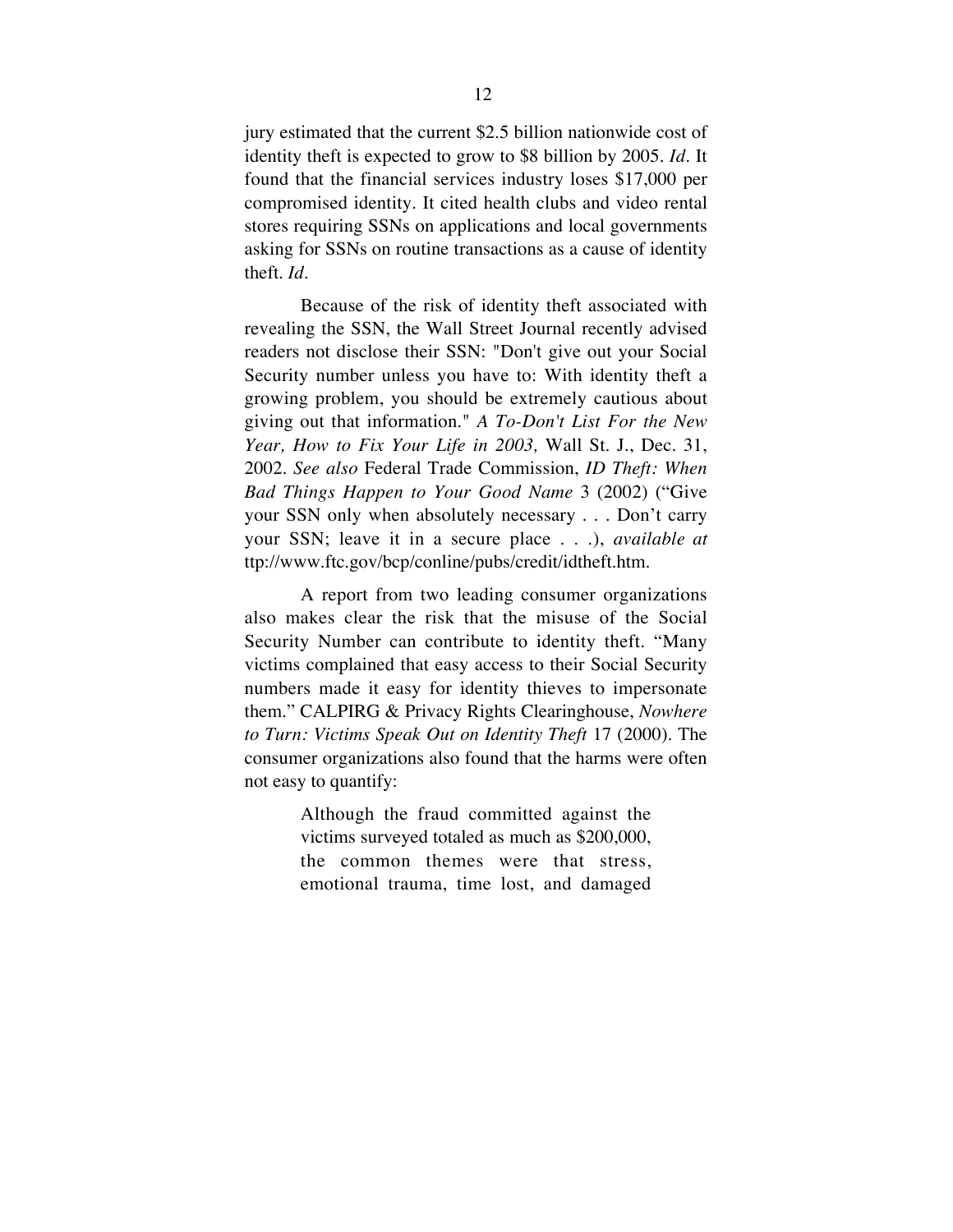jury estimated that the current $2.5 billion nationwide cost of identity theft is expected to grow to $8 billion by 2005. *Id*. It found that the financial services industry loses $17,000 per compromised identity. It cited health clubs and video rental stores requiring SSNs on applications and local governments asking for SSNs on routine transactions as a cause of identity theft. *Id*.

Because of the risk of identity theft associated with revealing the SSN, the Wall Street Journal recently advised readers not disclose their SSN: "Don't give out your Social Security number unless you have to: With identity theft a growing problem, you should be extremely cautious about giving out that information." *A To-Don't List For the New Year, How to Fix Your Life in 2003,* Wall St. J., Dec. 31, 2002. *See also* Federal Trade Commission, *ID Theft: When Bad Things Happen to Your Good Name* 3 (2002) ("Give your SSN only when absolutely necessary . . . Don't carry your SSN; leave it in a secure place . . .), *available at* ttp://www.ftc.gov/bcp/conline/pubs/credit/idtheft.htm.

A report from two leading consumer organizations also makes clear the risk that the misuse of the Social Security Number can contribute to identity theft. "Many victims complained that easy access to their Social Security numbers made it easy for identity thieves to impersonate them." CALPIRG & Privacy Rights Clearinghouse, *Nowhere to Turn: Victims Speak Out on Identity Theft* 17 (2000). The consumer organizations also found that the harms were often not easy to quantify:

> Although the fraud committed against the victims surveyed totaled as much as $200,000, the common themes were that stress, emotional trauma, time lost, and damaged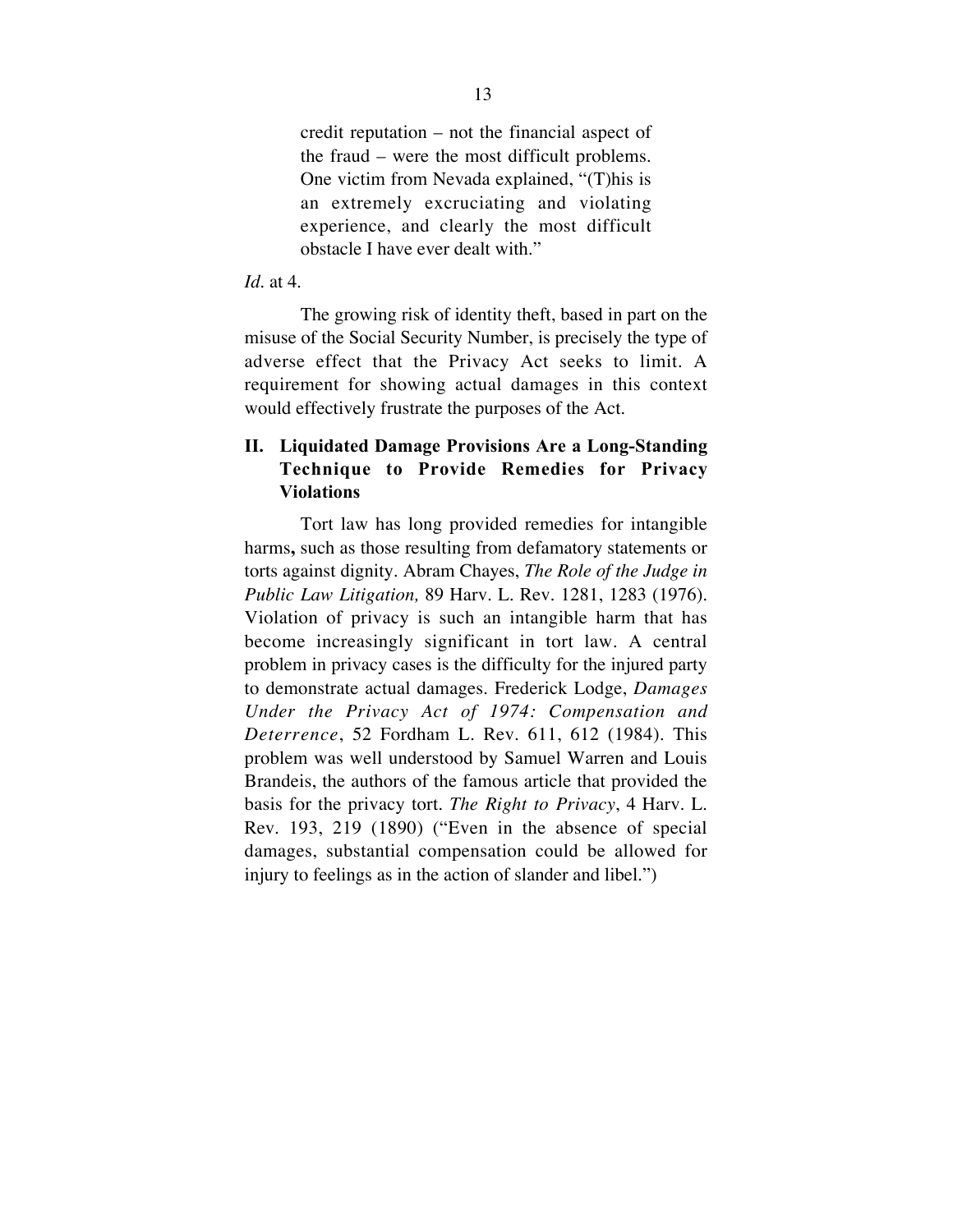> credit reputation – not the financial aspect of the fraud – were the most difficult problems. One victim from Nevada explained, "(T)his is an extremely excruciating and violating experience, and clearly the most difficult obstacle I have ever dealt with."

*Id.* at 4.

The growing risk of identity theft, based in part on the misuse of the Social Security Number, is precisely the type of adverse effect that the Privacy Act seeks to limit. A requirement for showing actual damages in this context would effectively frustrate the purposes of the Act.

## II. Liquidated Damage Provisions Are a Long-Standing Technique to Provide Remedies for Privacy Violations

Tort law has long provided remedies for intangible harms**,** such as those resulting from defamatory statements or torts against dignity. Abram Chayes, *The Role of the Judge in Public Law Litigation,* 89 Harv. L. Rev. 1281, 1283 (1976). Violation of privacy is such an intangible harm that has become increasingly significant in tort law. A central problem in privacy cases is the difficulty for the injured party to demonstrate actual damages. Frederick Lodge, *Damages Under the Privacy Act of 1974: Compensation and Deterrence*, 52 Fordham L. Rev. 611, 612 (1984). This problem was well understood by Samuel Warren and Louis Brandeis, the authors of the famous article that provided the basis for the privacy tort. *The Right to Privacy*, 4 Harv. L. Rev. 193, 219 (1890) ("Even in the absence of special damages, substantial compensation could be allowed for injury to feelings as in the action of slander and libel.")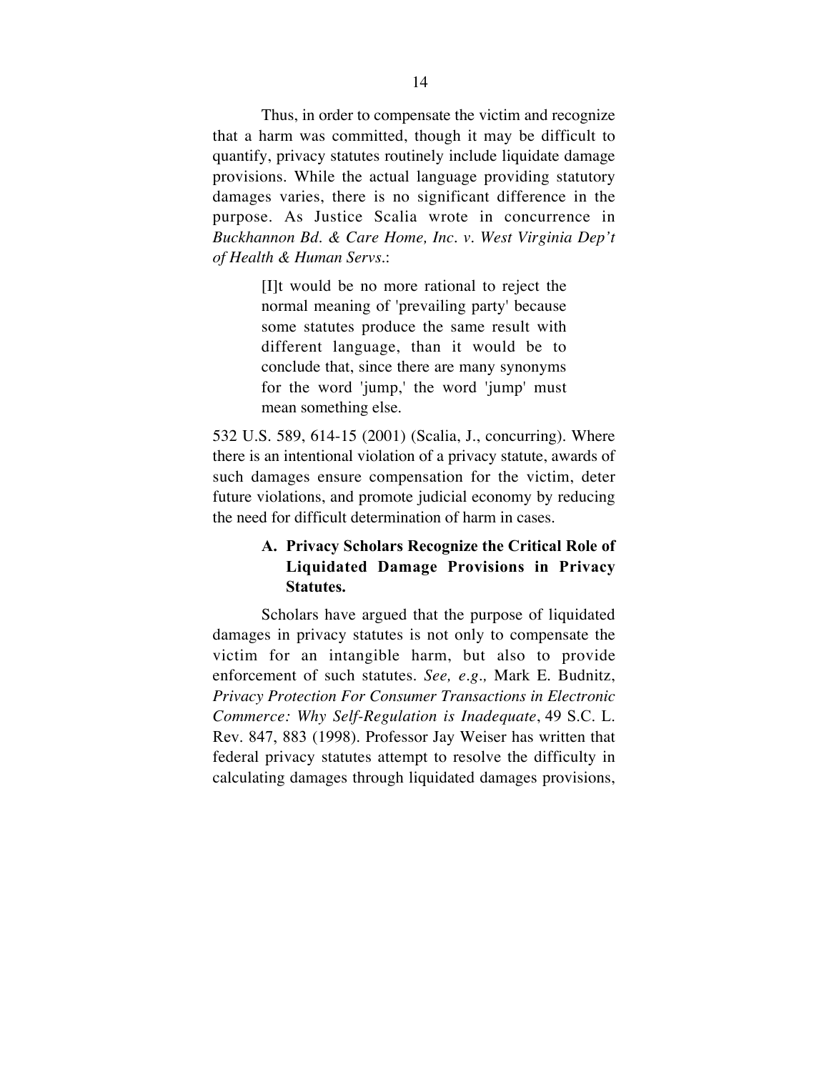Thus, in order to compensate the victim and recognize that a harm was committed, though it may be difficult to quantify, privacy statutes routinely include liquidate damage provisions. While the actual language providing statutory damages varies, there is no significant difference in the purpose. As Justice Scalia wrote in concurrence in *Buckhannon Bd. & Care Home, Inc. v. West Virginia Dep't of Health & Human Servs.*:

> [I]t would be no more rational to reject the normal meaning of 'prevailing party' because some statutes produce the same result with different language, than it would be to conclude that, since there are many synonyms for the word 'jump,' the word 'jump' must mean something else.

532 U.S. 589, 614-15 (2001) (Scalia, J., concurring). Where there is an intentional violation of a privacy statute, awards of such damages ensure compensation for the victim, deter future violations, and promote judicial economy by reducing the need for difficult determination of harm in cases.

### A. Privacy Scholars Recognize the Critical Role of Liquidated Damage Provisions in Privacy Statutes.

Scholars have argued that the purpose of liquidated damages in privacy statutes is not only to compensate the victim for an intangible harm, but also to provide enforcement of such statutes. *See, e.g.,* Mark E. Budnitz, *Privacy Protection For Consumer Transactions in Electronic Commerce: Why Self-Regulation is Inadequate*, 49 S.C. L. Rev. 847, 883 (1998). Professor Jay Weiser has written that federal privacy statutes attempt to resolve the difficulty in calculating damages through liquidated damages provisions,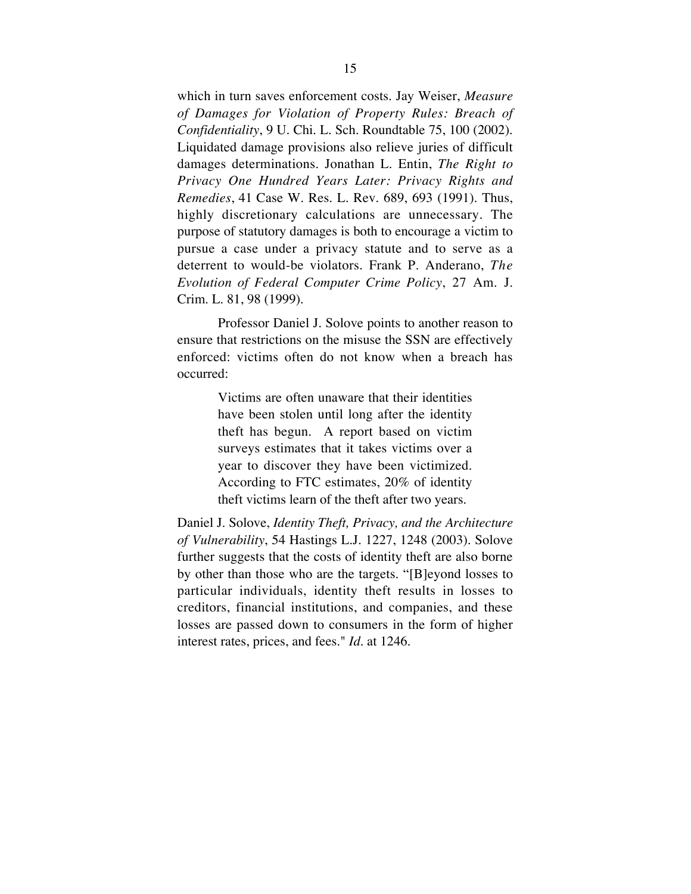which in turn saves enforcement costs. Jay Weiser, *Measure of Damages for Violation of Property Rules: Breach of Confidentiality*, 9 U. Chi. L. Sch. Roundtable 75, 100 (2002). Liquidated damage provisions also relieve juries of difficult damages determinations. Jonathan L. Entin, *The Right to Privacy One Hundred Years Later: Privacy Rights and Remedies*, 41 Case W. Res. L. Rev. 689, 693 (1991). Thus, highly discretionary calculations are unnecessary. The purpose of statutory damages is both to encourage a victim to pursue a case under a privacy statute and to serve as a deterrent to would-be violators. Frank P. Anderano, *The Evolution of Federal Computer Crime Policy*, 27 Am. J. Crim. L. 81, 98 (1999).

Professor Daniel J. Solove points to another reason to ensure that restrictions on the misuse the SSN are effectively enforced: victims often do not know when a breach has occurred:

> Victims are often unaware that their identities have been stolen until long after the identity theft has begun. A report based on victim surveys estimates that it takes victims over a year to discover they have been victimized. According to FTC estimates, 20% of identity theft victims learn of the theft after two years.

Daniel J. Solove, *Identity Theft, Privacy, and the Architecture of Vulnerability*, 54 Hastings L.J. 1227, 1248 (2003). Solove further suggests that the costs of identity theft are also borne by other than those who are the targets. "[B]eyond losses to particular individuals, identity theft results in losses to creditors, financial institutions, and companies, and these losses are passed down to consumers in the form of higher interest rates, prices, and fees." *Id.* at 1246.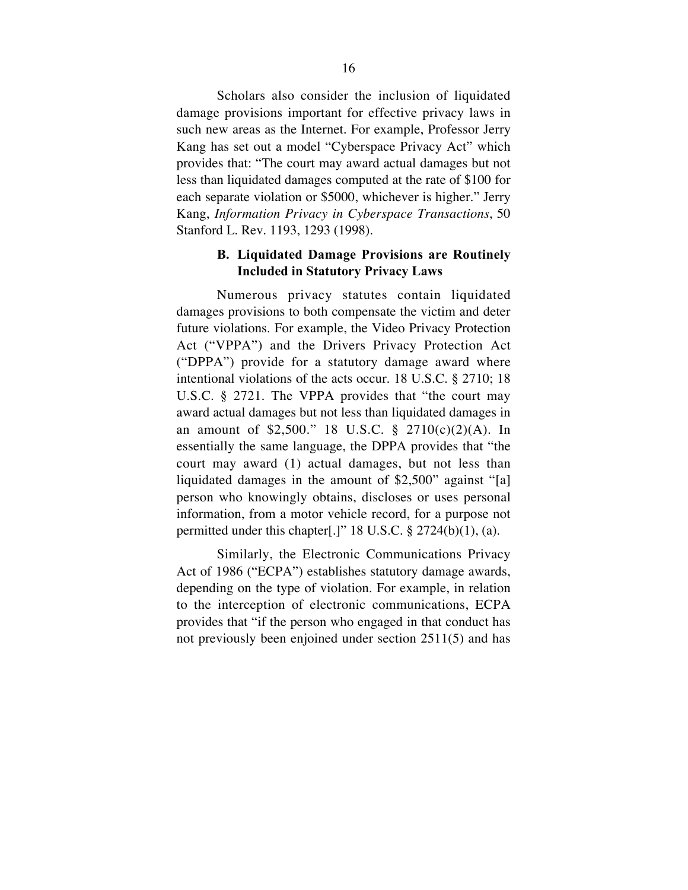Scholars also consider the inclusion of liquidated damage provisions important for effective privacy laws in such new areas as the Internet. For example, Professor Jerry Kang has set out a model "Cyberspace Privacy Act" which provides that: "The court may award actual damages but not less than liquidated damages computed at the rate of $100 for each separate violation or $5000, whichever is higher." Jerry Kang, *Information Privacy in Cyberspace Transactions*, 50 Stanford L. Rev. 1193, 1293 (1998).

### B. Liquidated Damage Provisions are Routinely Included in Statutory Privacy Laws

Numerous privacy statutes contain liquidated damages provisions to both compensate the victim and deter future violations. For example, the Video Privacy Protection Act ("VPPA") and the Drivers Privacy Protection Act ("DPPA") provide for a statutory damage award where intentional violations of the acts occur. 18 U.S.C. § 2710; 18 U.S.C. § 2721. The VPPA provides that "the court may award actual damages but not less than liquidated damages in an amount of $2,500." 18 U.S.C. § 2710(c)(2)(A). In essentially the same language, the DPPA provides that "the court may award (1) actual damages, but not less than liquidated damages in the amount of $2,500" against "[a] person who knowingly obtains, discloses or uses personal information, from a motor vehicle record, for a purpose not permitted under this chapter[.]" 18 U.S.C. § 2724(b)(1), (a).

Similarly, the Electronic Communications Privacy Act of 1986 ("ECPA") establishes statutory damage awards, depending on the type of violation. For example, in relation to the interception of electronic communications, ECPA provides that "if the person who engaged in that conduct has not previously been enjoined under section 2511(5) and has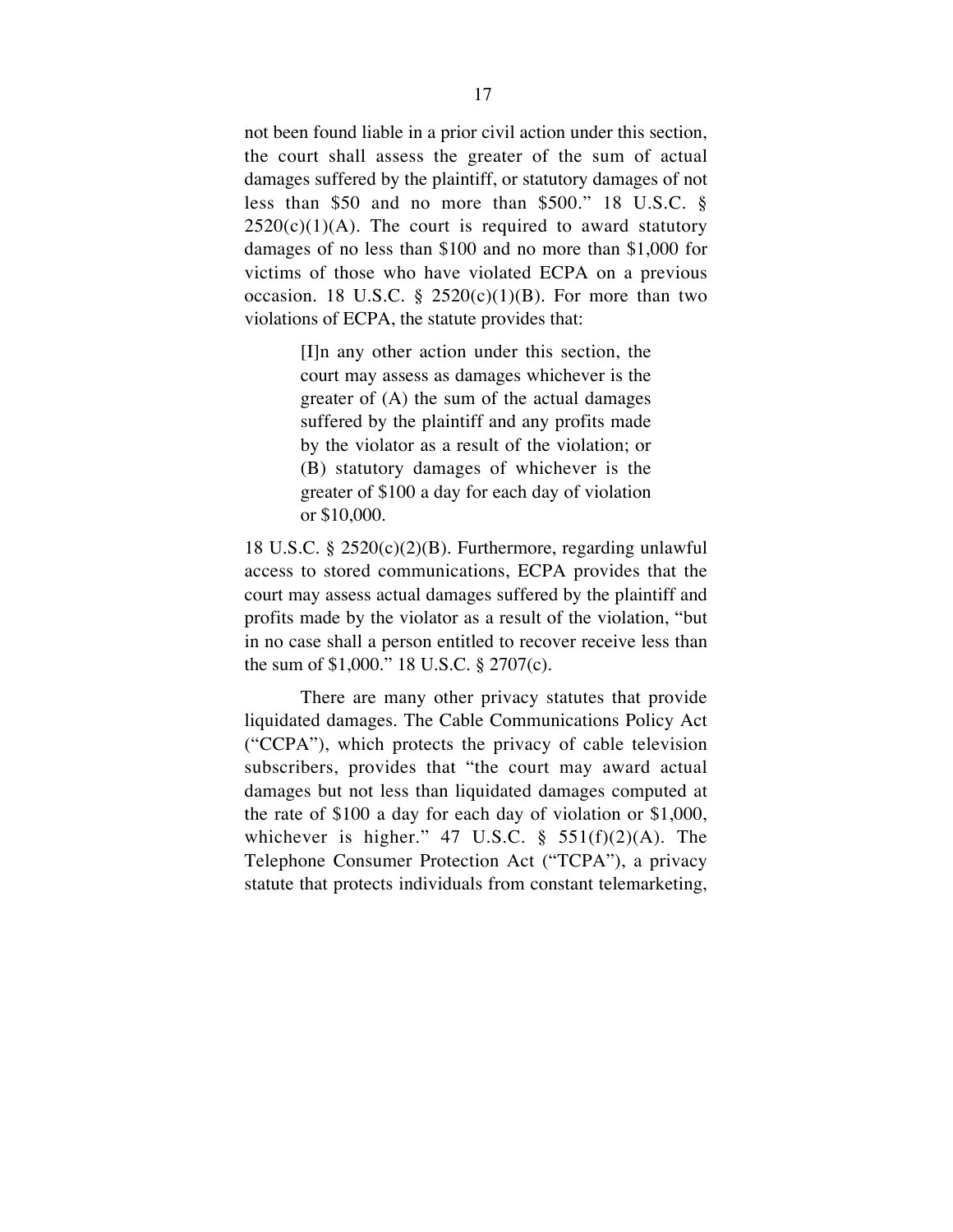not been found liable in a prior civil action under this section, the court shall assess the greater of the sum of actual damages suffered by the plaintiff, or statutory damages of not less than $50 and no more than $500." 18 U.S.C. § 2520(c)(1)(A). The court is required to award statutory damages of no less than $100 and no more than $1,000 for victims of those who have violated ECPA on a previous occasion. 18 U.S.C. § 2520(c)(1)(B). For more than two violations of ECPA, the statute provides that:

> [I]n any other action under this section, the court may assess as damages whichever is the greater of (A) the sum of the actual damages suffered by the plaintiff and any profits made by the violator as a result of the violation; or (B) statutory damages of whichever is the greater of $100 a day for each day of violation or $10,000.

18 U.S.C. § 2520(c)(2)(B). Furthermore, regarding unlawful access to stored communications, ECPA provides that the court may assess actual damages suffered by the plaintiff and profits made by the violator as a result of the violation, "but in no case shall a person entitled to recover receive less than the sum of $1,000." 18 U.S.C. § 2707(c).

There are many other privacy statutes that provide liquidated damages. The Cable Communications Policy Act ("CCPA"), which protects the privacy of cable television subscribers, provides that "the court may award actual damages but not less than liquidated damages computed at the rate of $100 a day for each day of violation or $1,000, whichever is higher." 47 U.S.C. § 551(f)(2)(A). The Telephone Consumer Protection Act ("TCPA"), a privacy statute that protects individuals from constant telemarketing,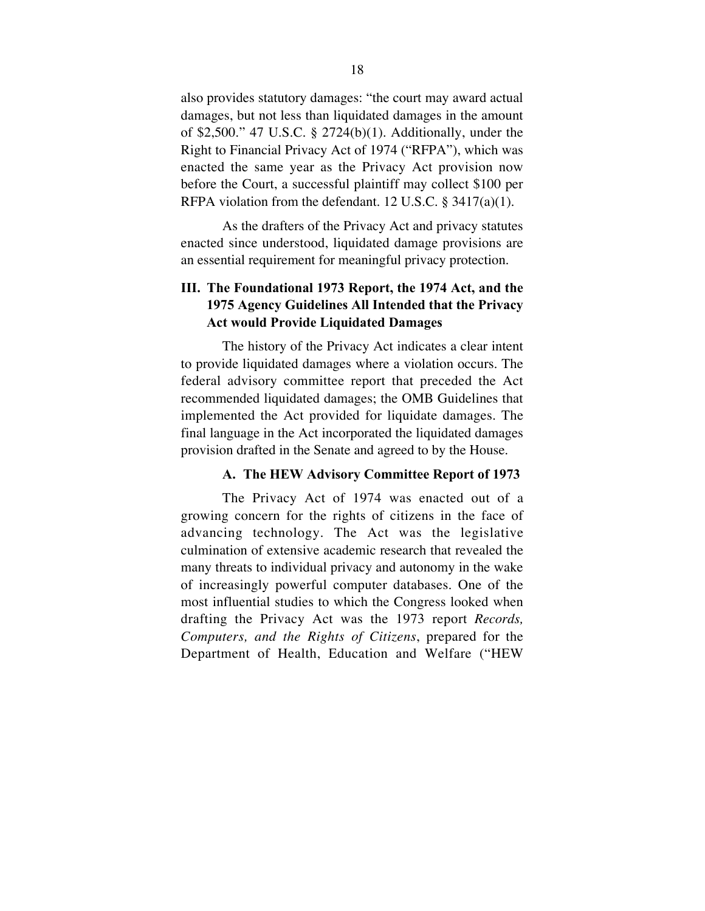also provides statutory damages: "the court may award actual damages, but not less than liquidated damages in the amount of $2,500." 47 U.S.C. § 2724(b)(1). Additionally, under the Right to Financial Privacy Act of 1974 ("RFPA"), which was enacted the same year as the Privacy Act provision now before the Court, a successful plaintiff may collect $100 per RFPA violation from the defendant. 12 U.S.C. § 3417(a)(1).

As the drafters of the Privacy Act and privacy statutes enacted since understood, liquidated damage provisions are an essential requirement for meaningful privacy protection.

## III. The Foundational 1973 Report, the 1974 Act, and the 1975 Agency Guidelines All Intended that the Privacy Act would Provide Liquidated Damages

The history of the Privacy Act indicates a clear intent to provide liquidated damages where a violation occurs. The federal advisory committee report that preceded the Act recommended liquidated damages; the OMB Guidelines that implemented the Act provided for liquidate damages. The final language in the Act incorporated the liquidated damages provision drafted in the Senate and agreed to by the House.

### A. The HEW Advisory Committee Report of 1973

The Privacy Act of 1974 was enacted out of a growing concern for the rights of citizens in the face of advancing technology. The Act was the legislative culmination of extensive academic research that revealed the many threats to individual privacy and autonomy in the wake of increasingly powerful computer databases. One of the most influential studies to which the Congress looked when drafting the Privacy Act was the 1973 report *Records, Computers, and the Rights of Citizens*, prepared for the Department of Health, Education and Welfare ("HEW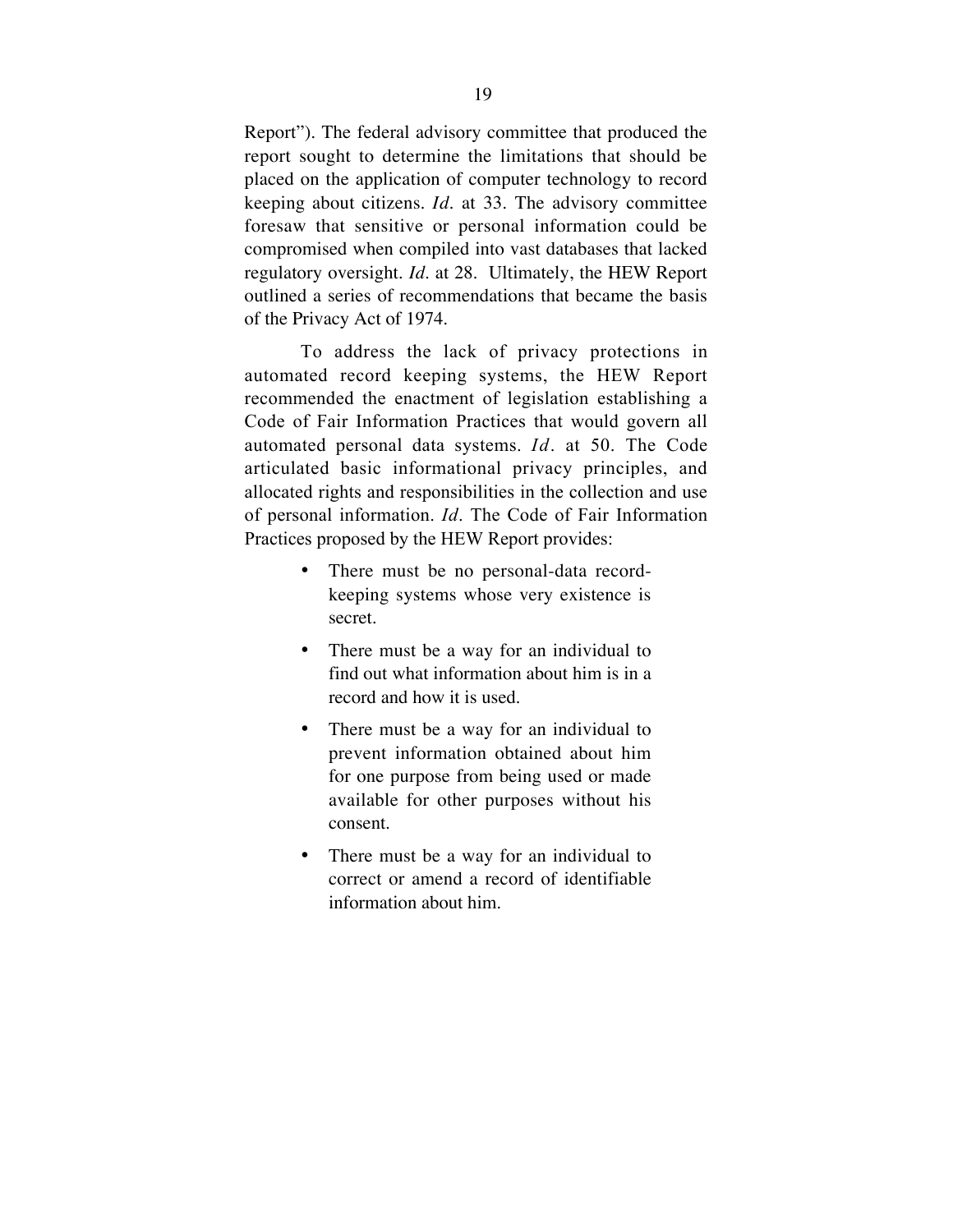Report"). The federal advisory committee that produced the report sought to determine the limitations that should be placed on the application of computer technology to record keeping about citizens. *Id*. at 33. The advisory committee foresaw that sensitive or personal information could be compromised when compiled into vast databases that lacked regulatory oversight. *Id*. at 28. Ultimately, the HEW Report outlined a series of recommendations that became the basis of the Privacy Act of 1974.

To address the lack of privacy protections in automated record keeping systems, the HEW Report recommended the enactment of legislation establishing a Code of Fair Information Practices that would govern all automated personal data systems. *Id*. at 50. The Code articulated basic informational privacy principles, and allocated rights and responsibilities in the collection and use of personal information. *Id*. The Code of Fair Information Practices proposed by the HEW Report provides:

- There must be no personal-data record-keeping systems whose very existence is secret.
- There must be a way for an individual to find out what information about him is in a record and how it is used.
- There must be a way for an individual to prevent information obtained about him for one purpose from being used or made available for other purposes without his consent.
- There must be a way for an individual to correct or amend a record of identifiable information about him.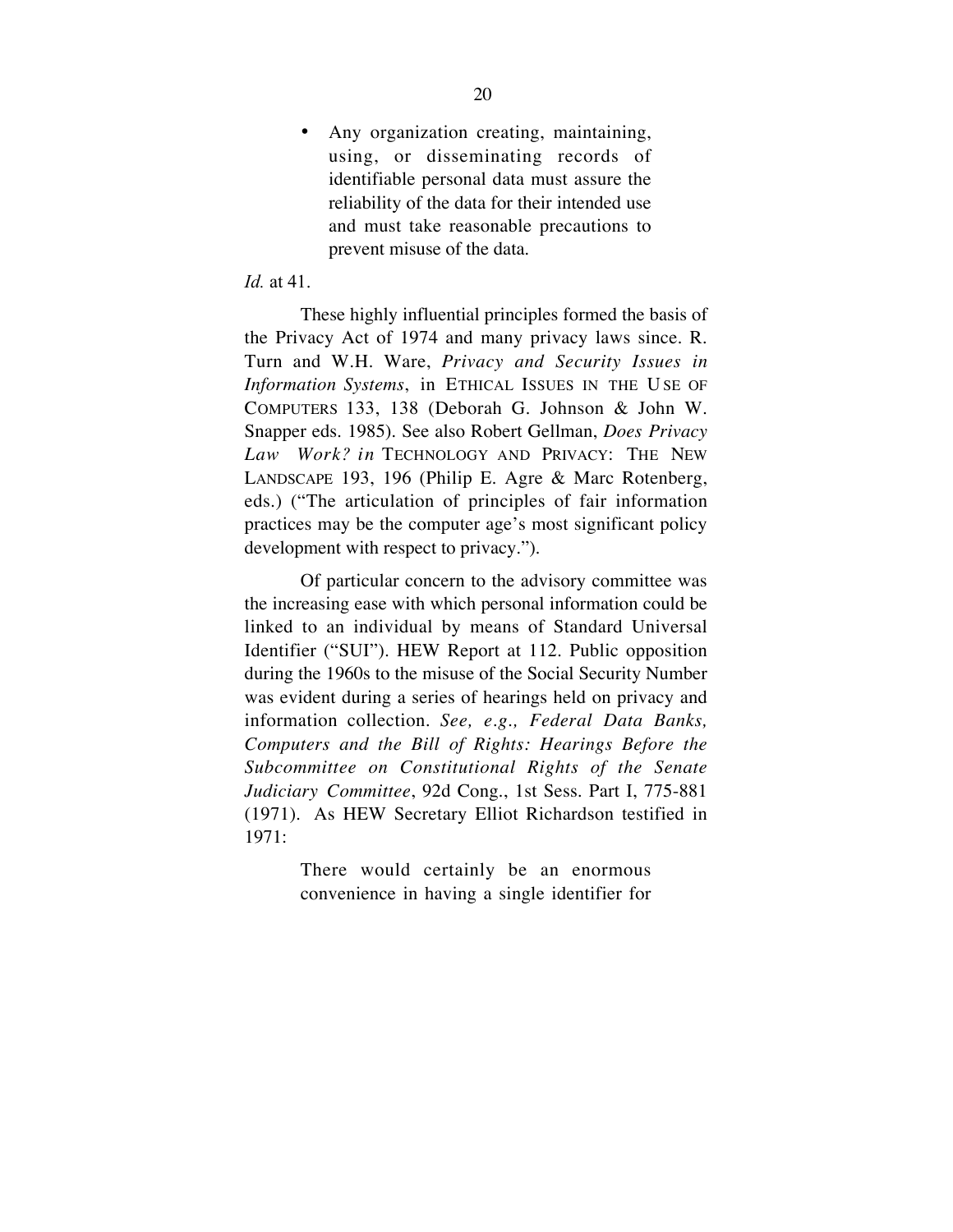- Any organization creating, maintaining, using, or disseminating records of identifiable personal data must assure the reliability of the data for their intended use and must take reasonable precautions to prevent misuse of the data.

*Id.* at 41.

These highly influential principles formed the basis of the Privacy Act of 1974 and many privacy laws since. R. Turn and W.H. Ware, *Privacy and Security Issues in Information Systems*, in ETHICAL ISSUES IN THE USE OF COMPUTERS 133, 138 (Deborah G. Johnson & John W. Snapper eds. 1985). See also Robert Gellman, *Does Privacy Law Work? in* TECHNOLOGY AND PRIVACY: THE NEW LANDSCAPE 193, 196 (Philip E. Agre & Marc Rotenberg, eds.) ("The articulation of principles of fair information practices may be the computer age's most significant policy development with respect to privacy.").

Of particular concern to the advisory committee was the increasing ease with which personal information could be linked to an individual by means of Standard Universal Identifier ("SUI"). HEW Report at 112. Public opposition during the 1960s to the misuse of the Social Security Number was evident during a series of hearings held on privacy and information collection. *See, e.g., Federal Data Banks, Computers and the Bill of Rights: Hearings Before the Subcommittee on Constitutional Rights of the Senate Judiciary Committee*, 92d Cong., 1st Sess. Part I, 775-881 (1971). As HEW Secretary Elliot Richardson testified in 1971:

> There would certainly be an enormous convenience in having a single identifier for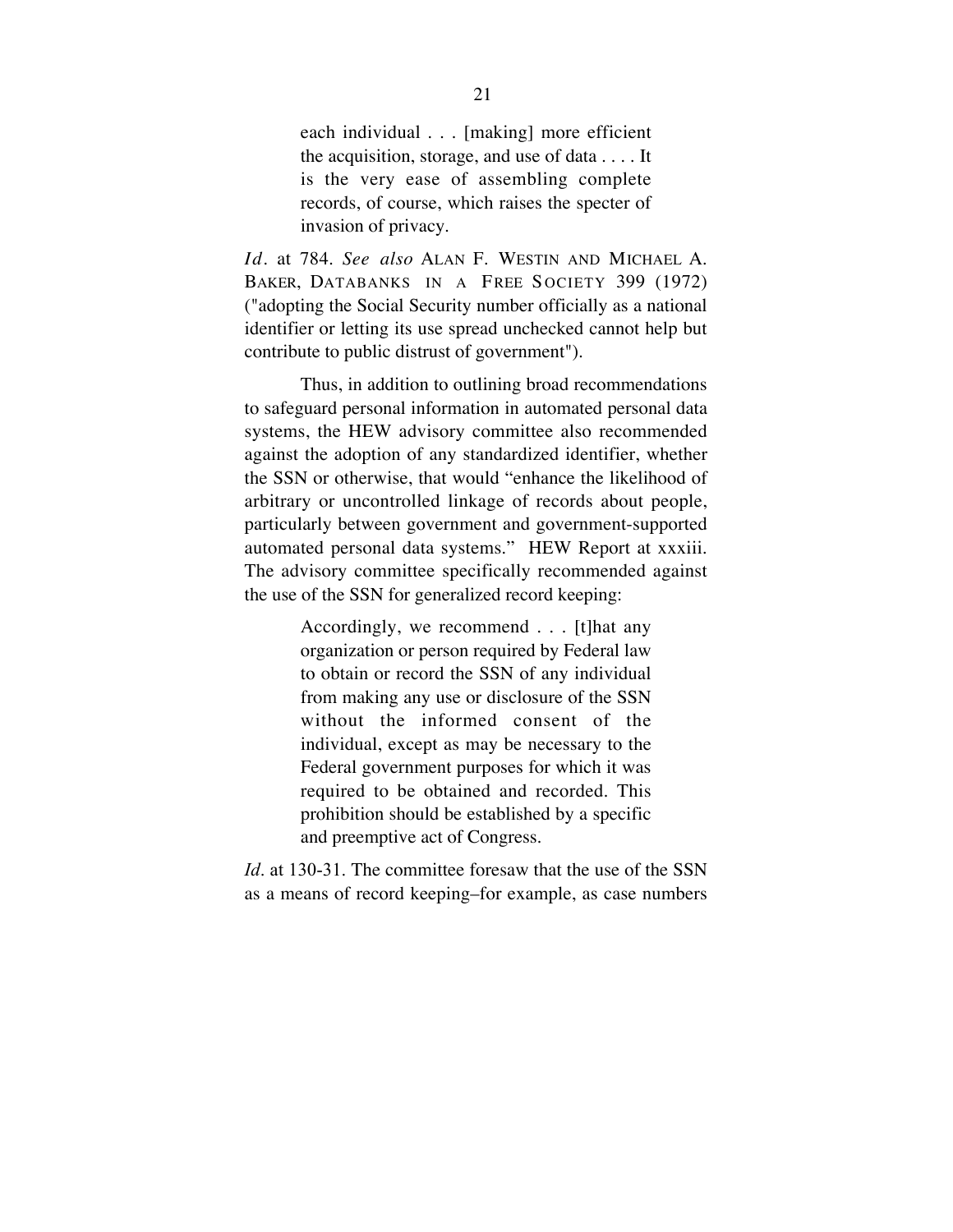> each individual . . . [making] more efficient the acquisition, storage, and use of data . . . . It is the very ease of assembling complete records, of course, which raises the specter of invasion of privacy.

*Id.* at 784. *See also* ALAN F. WESTIN AND MICHAEL A. BAKER, DATABANKS IN A FREE SOCIETY 399 (1972) ("adopting the Social Security number officially as a national identifier or letting its use spread unchecked cannot help but contribute to public distrust of government").

Thus, in addition to outlining broad recommendations to safeguard personal information in automated personal data systems, the HEW advisory committee also recommended against the adoption of any standardized identifier, whether the SSN or otherwise, that would "enhance the likelihood of arbitrary or uncontrolled linkage of records about people, particularly between government and government-supported automated personal data systems." HEW Report at xxxiii. The advisory committee specifically recommended against the use of the SSN for generalized record keeping:

> Accordingly, we recommend . . . [t]hat any organization or person required by Federal law to obtain or record the SSN of any individual from making any use or disclosure of the SSN without the informed consent of the individual, except as may be necessary to the Federal government purposes for which it was required to be obtained and recorded. This prohibition should be established by a specific and preemptive act of Congress.

*Id.* at 130-31. The committee foresaw that the use of the SSN as a means of record keeping–for example, as case numbers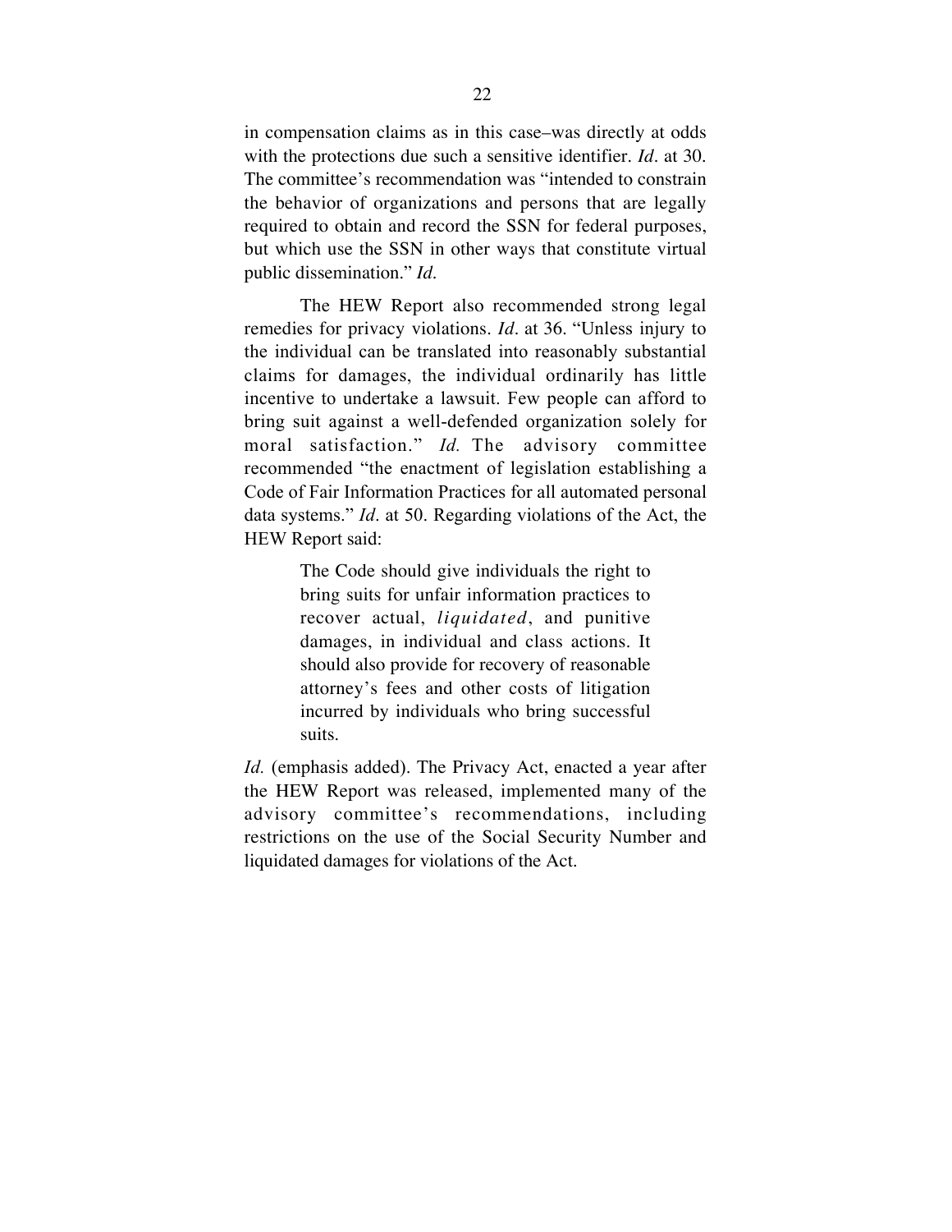in compensation claims as in this case–was directly at odds with the protections due such a sensitive identifier. *Id*. at 30. The committee's recommendation was "intended to constrain the behavior of organizations and persons that are legally required to obtain and record the SSN for federal purposes, but which use the SSN in other ways that constitute virtual public dissemination." *Id.*

The HEW Report also recommended strong legal remedies for privacy violations. *Id*. at 36. "Unless injury to the individual can be translated into reasonably substantial claims for damages, the individual ordinarily has little incentive to undertake a lawsuit. Few people can afford to bring suit against a well-defended organization solely for moral satisfaction." *Id.* The advisory committee recommended "the enactment of legislation establishing a Code of Fair Information Practices for all automated personal data systems." *Id*. at 50. Regarding violations of the Act, the HEW Report said:

> The Code should give individuals the right to bring suits for unfair information practices to recover actual, *liquidated*, and punitive damages, in individual and class actions. It should also provide for recovery of reasonable attorney's fees and other costs of litigation incurred by individuals who bring successful suits.

*Id.* (emphasis added). The Privacy Act, enacted a year after the HEW Report was released, implemented many of the advisory committee's recommendations, including restrictions on the use of the Social Security Number and liquidated damages for violations of the Act.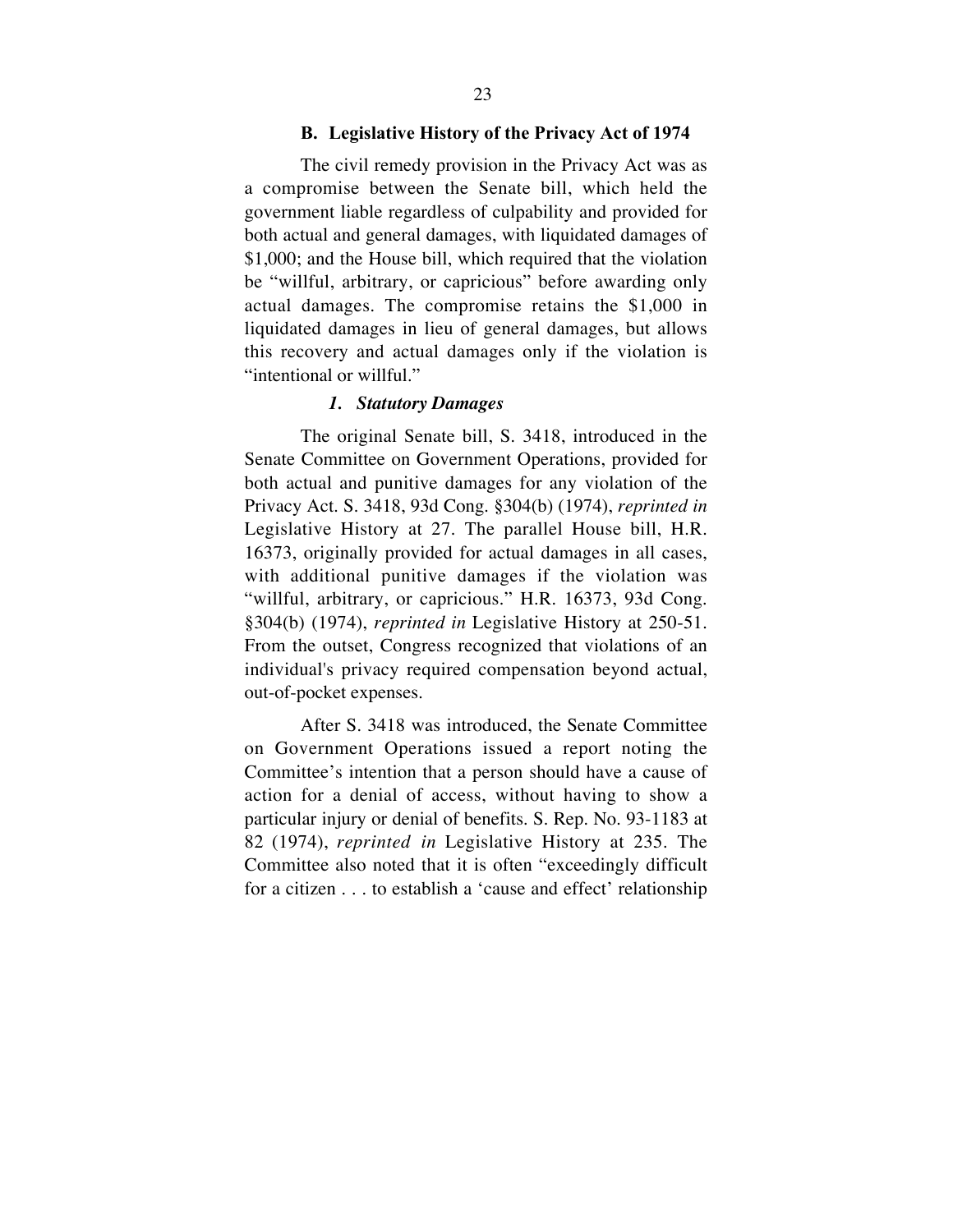### B. Legislative History of the Privacy Act of 1974

The civil remedy provision in the Privacy Act was as a compromise between the Senate bill, which held the government liable regardless of culpability and provided for both actual and general damages, with liquidated damages of $1,000; and the House bill, which required that the violation be "willful, arbitrary, or capricious" before awarding only actual damages. The compromise retains the $1,000 in liquidated damages in lieu of general damages, but allows this recovery and actual damages only if the violation is "intentional or willful."

#### *1. Statutory Damages*

The original Senate bill, S. 3418, introduced in the Senate Committee on Government Operations, provided for both actual and punitive damages for any violation of the Privacy Act. S. 3418, 93d Cong. §304(b) (1974), *reprinted in* Legislative History at 27. The parallel House bill, H.R. 16373, originally provided for actual damages in all cases, with additional punitive damages if the violation was "willful, arbitrary, or capricious." H.R. 16373, 93d Cong. §304(b) (1974), *reprinted in* Legislative History at 250-51. From the outset, Congress recognized that violations of an individual's privacy required compensation beyond actual, out-of-pocket expenses.

After S. 3418 was introduced, the Senate Committee on Government Operations issued a report noting the Committee's intention that a person should have a cause of action for a denial of access, without having to show a particular injury or denial of benefits. S. Rep. No. 93-1183 at 82 (1974), *reprinted in* Legislative History at 235. The Committee also noted that it is often "exceedingly difficult for a citizen . . . to establish a 'cause and effect' relationship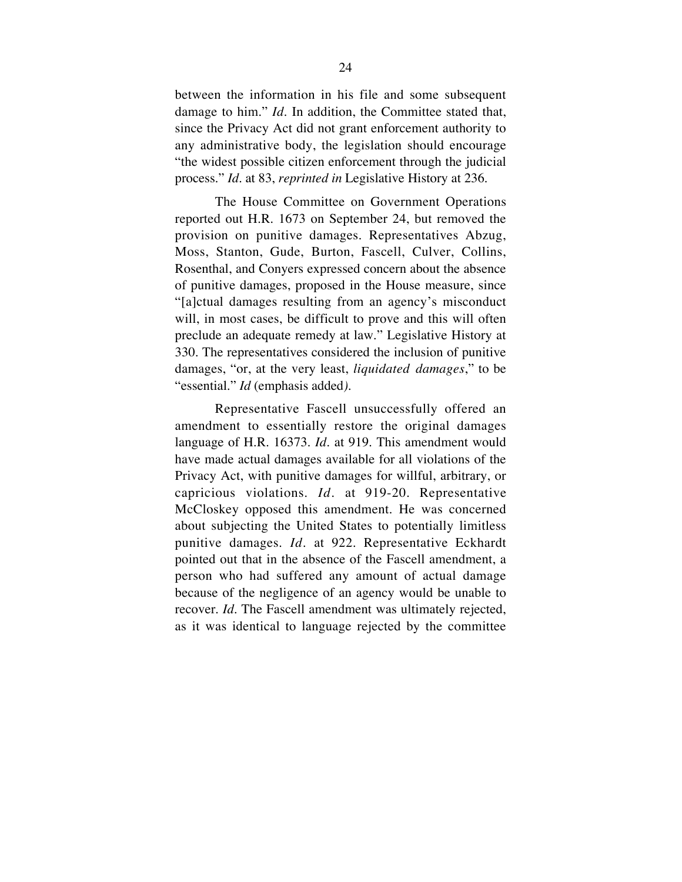between the information in his file and some subsequent damage to him." *Id*. In addition, the Committee stated that, since the Privacy Act did not grant enforcement authority to any administrative body, the legislation should encourage "the widest possible citizen enforcement through the judicial process." *Id*. at 83, *reprinted in* Legislative History at 236.

The House Committee on Government Operations reported out H.R. 1673 on September 24, but removed the provision on punitive damages. Representatives Abzug, Moss, Stanton, Gude, Burton, Fascell, Culver, Collins, Rosenthal, and Conyers expressed concern about the absence of punitive damages, proposed in the House measure, since "[a]ctual damages resulting from an agency's misconduct will, in most cases, be difficult to prove and this will often preclude an adequate remedy at law." Legislative History at 330. The representatives considered the inclusion of punitive damages, "or, at the very least, *liquidated damages*," to be "essential." *Id* (emphasis added).

Representative Fascell unsuccessfully offered an amendment to essentially restore the original damages language of H.R. 16373. *Id*. at 919. This amendment would have made actual damages available for all violations of the Privacy Act, with punitive damages for willful, arbitrary, or capricious violations. *Id*. at 919-20. Representative McCloskey opposed this amendment. He was concerned about subjecting the United States to potentially limitless punitive damages. *Id*. at 922. Representative Eckhardt pointed out that in the absence of the Fascell amendment, a person who had suffered any amount of actual damage because of the negligence of an agency would be unable to recover. *Id*. The Fascell amendment was ultimately rejected, as it was identical to language rejected by the committee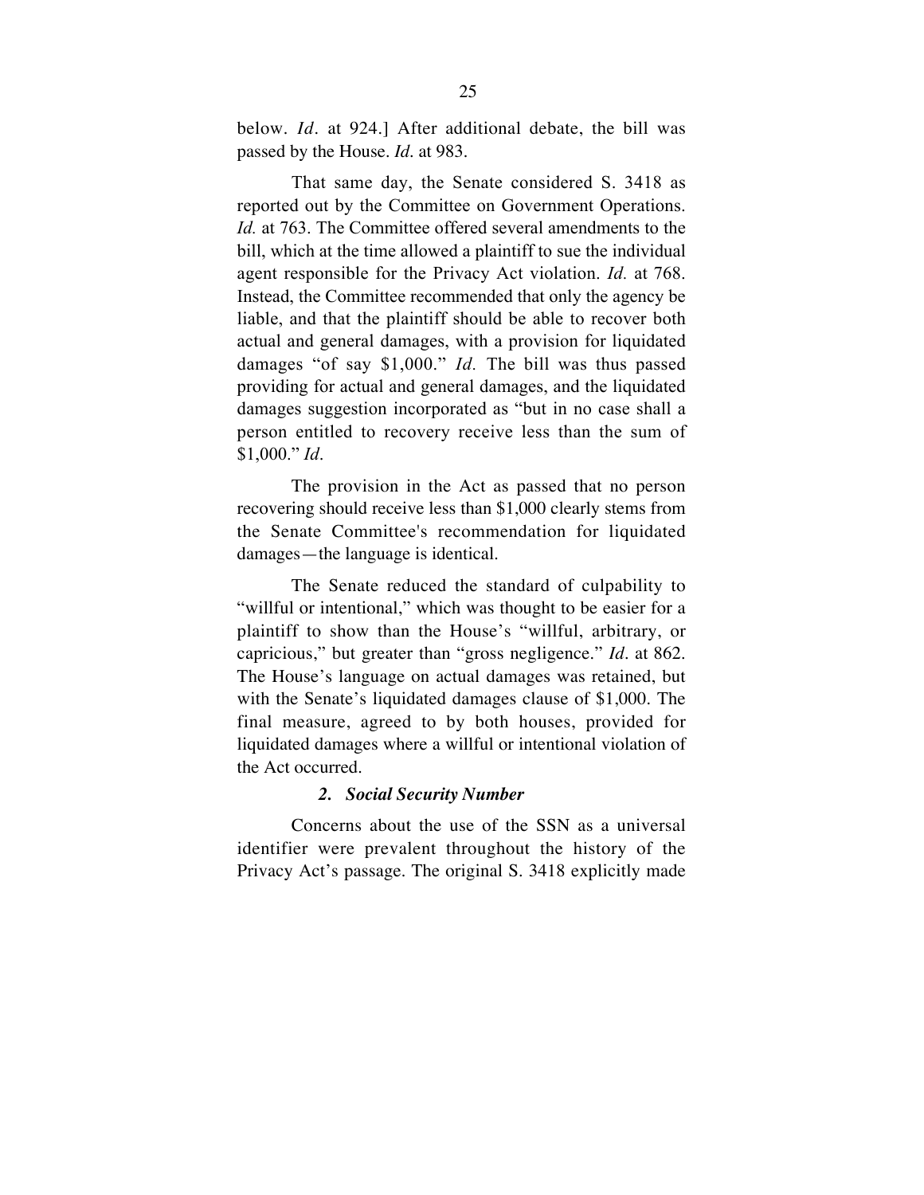below. *Id*. at 924.] After additional debate, the bill was passed by the House. *Id*. at 983.

That same day, the Senate considered S. 3418 as reported out by the Committee on Government Operations. *Id.* at 763. The Committee offered several amendments to the bill, which at the time allowed a plaintiff to sue the individual agent responsible for the Privacy Act violation. *Id.* at 768. Instead, the Committee recommended that only the agency be liable, and that the plaintiff should be able to recover both actual and general damages, with a provision for liquidated damages "of say $1,000." *Id.* The bill was thus passed providing for actual and general damages, and the liquidated damages suggestion incorporated as "but in no case shall a person entitled to recovery receive less than the sum of $1,000." *Id*.

The provision in the Act as passed that no person recovering should receive less than $1,000 clearly stems from the Senate Committee's recommendation for liquidated damages—the language is identical.

The Senate reduced the standard of culpability to "willful or intentional," which was thought to be easier for a plaintiff to show than the House's "willful, arbitrary, or capricious," but greater than "gross negligence." *Id*. at 862. The House's language on actual damages was retained, but with the Senate's liquidated damages clause of $1,000. The final measure, agreed to by both houses, provided for liquidated damages where a willful or intentional violation of the Act occurred.

***2. Social Security Number***

Concerns about the use of the SSN as a universal identifier were prevalent throughout the history of the Privacy Act's passage. The original S. 3418 explicitly made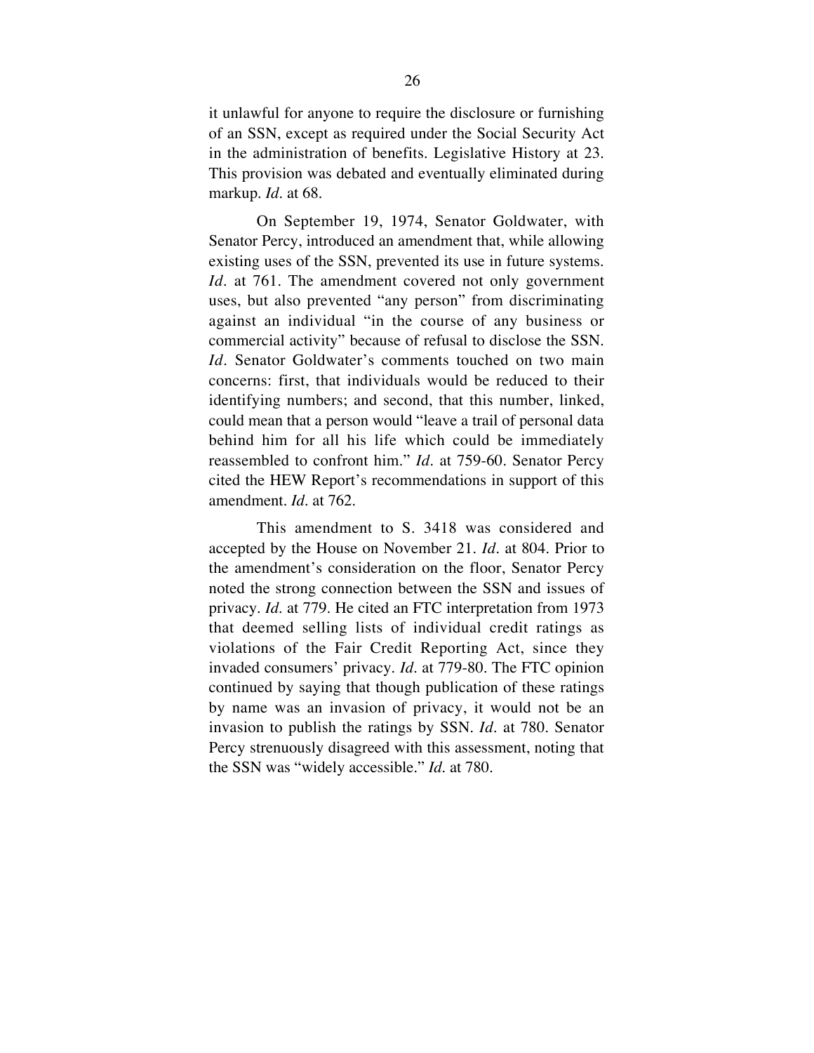it unlawful for anyone to require the disclosure or furnishing of an SSN, except as required under the Social Security Act in the administration of benefits. Legislative History at 23. This provision was debated and eventually eliminated during markup. *Id*. at 68.

On September 19, 1974, Senator Goldwater, with Senator Percy, introduced an amendment that, while allowing existing uses of the SSN, prevented its use in future systems. *Id*. at 761. The amendment covered not only government uses, but also prevented "any person" from discriminating against an individual "in the course of any business or commercial activity" because of refusal to disclose the SSN. *Id*. Senator Goldwater's comments touched on two main concerns: first, that individuals would be reduced to their identifying numbers; and second, that this number, linked, could mean that a person would "leave a trail of personal data behind him for all his life which could be immediately reassembled to confront him." *Id*. at 759-60. Senator Percy cited the HEW Report's recommendations in support of this amendment. *Id*. at 762.

This amendment to S. 3418 was considered and accepted by the House on November 21. *Id*. at 804. Prior to the amendment's consideration on the floor, Senator Percy noted the strong connection between the SSN and issues of privacy. *Id*. at 779. He cited an FTC interpretation from 1973 that deemed selling lists of individual credit ratings as violations of the Fair Credit Reporting Act, since they invaded consumers' privacy. *Id*. at 779-80. The FTC opinion continued by saying that though publication of these ratings by name was an invasion of privacy, it would not be an invasion to publish the ratings by SSN. *Id*. at 780. Senator Percy strenuously disagreed with this assessment, noting that the SSN was "widely accessible." *Id*. at 780.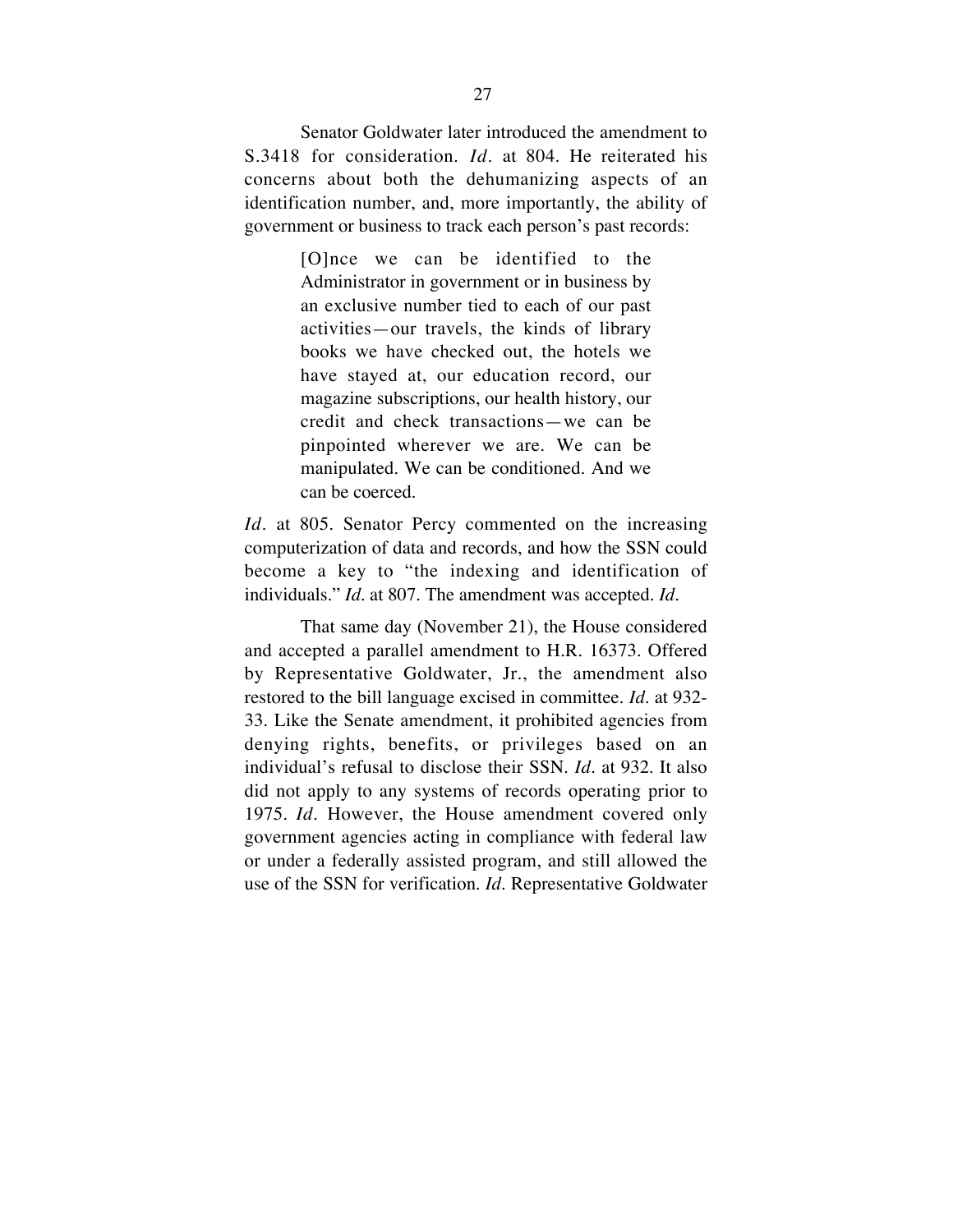Senator Goldwater later introduced the amendment to S.3418 for consideration. *Id.* at 804. He reiterated his concerns about both the dehumanizing aspects of an identification number, and, more importantly, the ability of government or business to track each person's past records:

> [O]nce we can be identified to the Administrator in government or in business by an exclusive number tied to each of our past activities—our travels, the kinds of library books we have checked out, the hotels we have stayed at, our education record, our magazine subscriptions, our health history, our credit and check transactions—we can be pinpointed wherever we are. We can be manipulated. We can be conditioned. And we can be coerced.

*Id.* at 805. Senator Percy commented on the increasing computerization of data and records, and how the SSN could become a key to "the indexing and identification of individuals." *Id.* at 807. The amendment was accepted. *Id.*

That same day (November 21), the House considered and accepted a parallel amendment to H.R. 16373. Offered by Representative Goldwater, Jr., the amendment also restored to the bill language excised in committee. *Id.* at 932-33. Like the Senate amendment, it prohibited agencies from denying rights, benefits, or privileges based on an individual's refusal to disclose their SSN. *Id.* at 932. It also did not apply to any systems of records operating prior to 1975. *Id.* However, the House amendment covered only government agencies acting in compliance with federal law or under a federally assisted program, and still allowed the use of the SSN for verification. *Id.* Representative Goldwater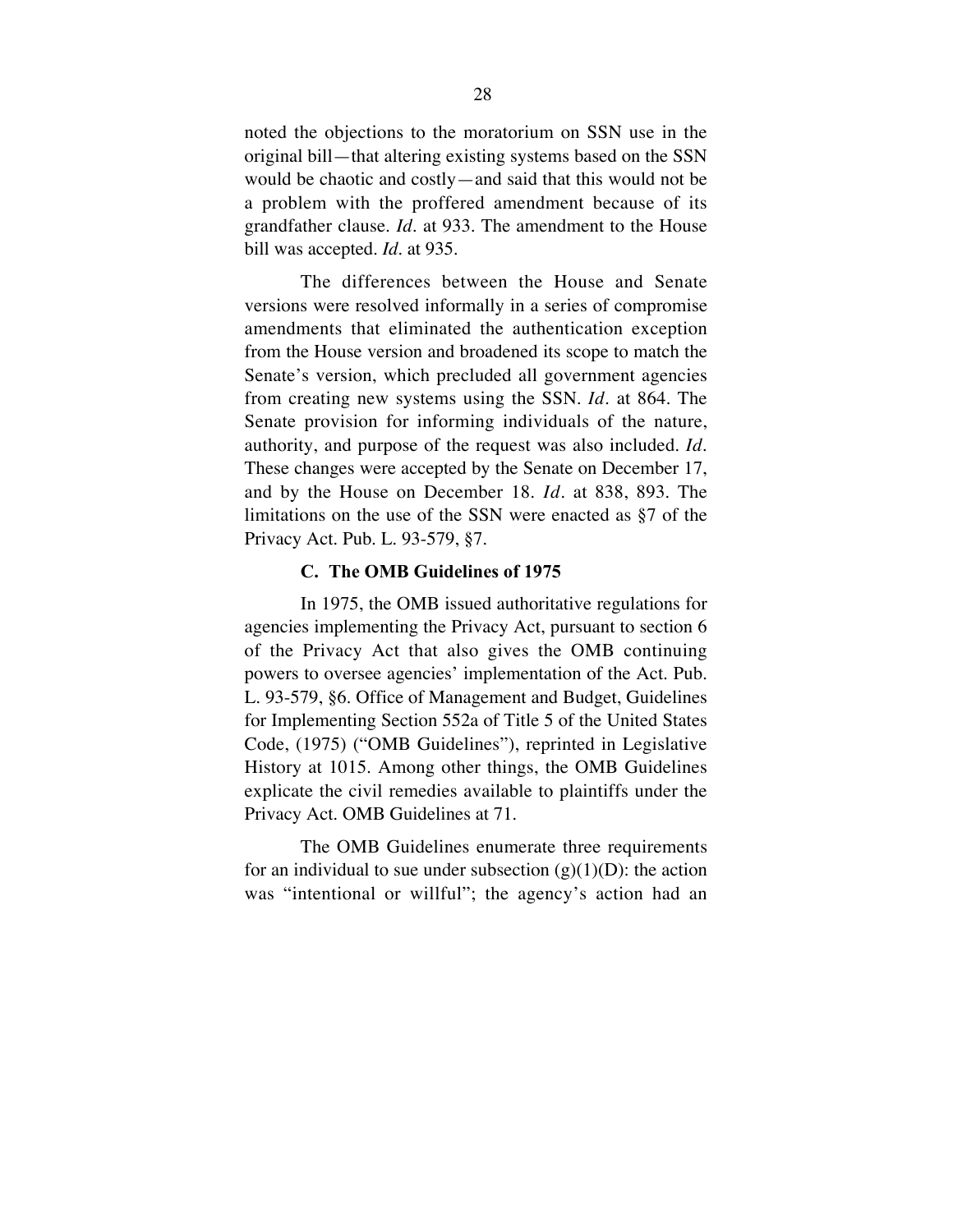noted the objections to the moratorium on SSN use in the original bill—that altering existing systems based on the SSN would be chaotic and costly—and said that this would not be a problem with the proffered amendment because of its grandfather clause. *Id.* at 933. The amendment to the House bill was accepted. *Id.* at 935.

The differences between the House and Senate versions were resolved informally in a series of compromise amendments that eliminated the authentication exception from the House version and broadened its scope to match the Senate's version, which precluded all government agencies from creating new systems using the SSN. *Id.* at 864. The Senate provision for informing individuals of the nature, authority, and purpose of the request was also included. *Id.* These changes were accepted by the Senate on December 17, and by the House on December 18. *Id.* at 838, 893. The limitations on the use of the SSN were enacted as §7 of the Privacy Act. Pub. L. 93-579, §7.

### C. The OMB Guidelines of 1975

In 1975, the OMB issued authoritative regulations for agencies implementing the Privacy Act, pursuant to section 6 of the Privacy Act that also gives the OMB continuing powers to oversee agencies' implementation of the Act. Pub. L. 93-579, §6. Office of Management and Budget, Guidelines for Implementing Section 552a of Title 5 of the United States Code, (1975) ("OMB Guidelines"), reprinted in Legislative History at 1015. Among other things, the OMB Guidelines explicate the civil remedies available to plaintiffs under the Privacy Act. OMB Guidelines at 71.

The OMB Guidelines enumerate three requirements for an individual to sue under subsection (g)(1)(D): the action was "intentional or willful"; the agency's action had an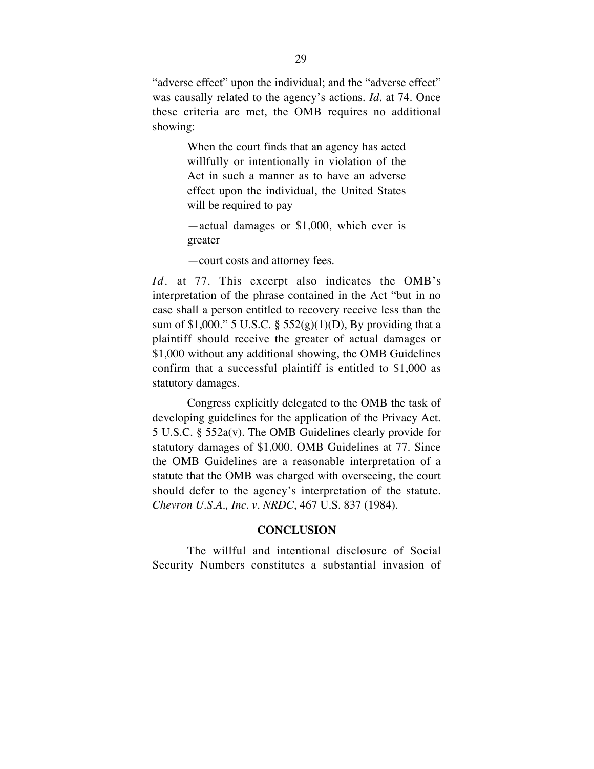"adverse effect" upon the individual; and the "adverse effect" was causally related to the agency's actions. *Id.* at 74. Once these criteria are met, the OMB requires no additional showing:

> When the court finds that an agency has acted willfully or intentionally in violation of the Act in such a manner as to have an adverse effect upon the individual, the United States will be required to pay
>
> —actual damages or $1,000, which ever is greater
>
> —court costs and attorney fees.

*Id.* at 77. This excerpt also indicates the OMB's interpretation of the phrase contained in the Act "but in no case shall a person entitled to recovery receive less than the sum of $1,000." 5 U.S.C. § 552(g)(1)(D), By providing that a plaintiff should receive the greater of actual damages or $1,000 without any additional showing, the OMB Guidelines confirm that a successful plaintiff is entitled to $1,000 as statutory damages.

Congress explicitly delegated to the OMB the task of developing guidelines for the application of the Privacy Act. 5 U.S.C. § 552a(v). The OMB Guidelines clearly provide for statutory damages of $1,000. OMB Guidelines at 77. Since the OMB Guidelines are a reasonable interpretation of a statute that the OMB was charged with overseeing, the court should defer to the agency's interpretation of the statute. *Chevron U.S.A., Inc. v. NRDC*, 467 U.S. 837 (1984).

## CONCLUSION

The willful and intentional disclosure of Social Security Numbers constitutes a substantial invasion of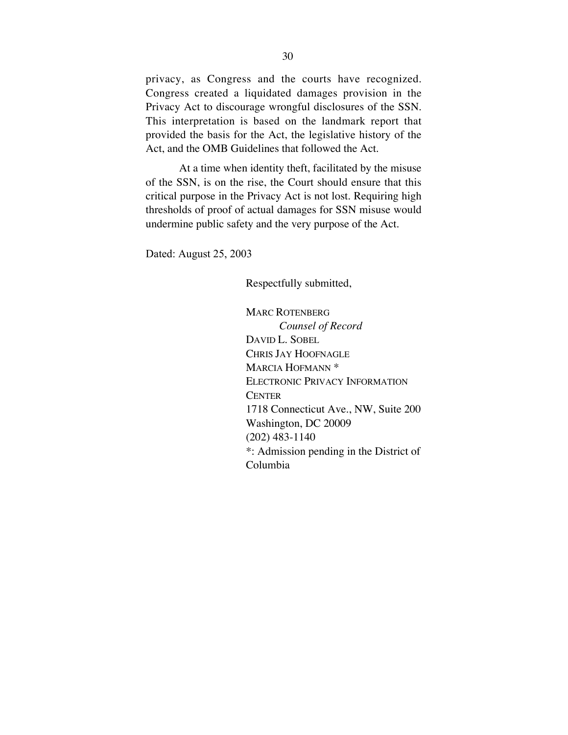privacy, as Congress and the courts have recognized. Congress created a liquidated damages provision in the Privacy Act to discourage wrongful disclosures of the SSN. This interpretation is based on the landmark report that provided the basis for the Act, the legislative history of the Act, and the OMB Guidelines that followed the Act.

At a time when identity theft, facilitated by the misuse of the SSN, is on the rise, the Court should ensure that this critical purpose in the Privacy Act is not lost. Requiring high thresholds of proof of actual damages for SSN misuse would undermine public safety and the very purpose of the Act.

Dated: August 25, 2003

Respectfully submitted,

MARC ROTENBERG
*Counsel of Record*
DAVID L. SOBEL
CHRIS JAY HOOFNAGLE
MARCIA HOFMANN *
ELECTRONIC PRIVACY INFORMATION CENTER
1718 Connecticut Ave., NW, Suite 200
Washington, DC 20009
(202) 483-1140
*: Admission pending in the District of Columbia